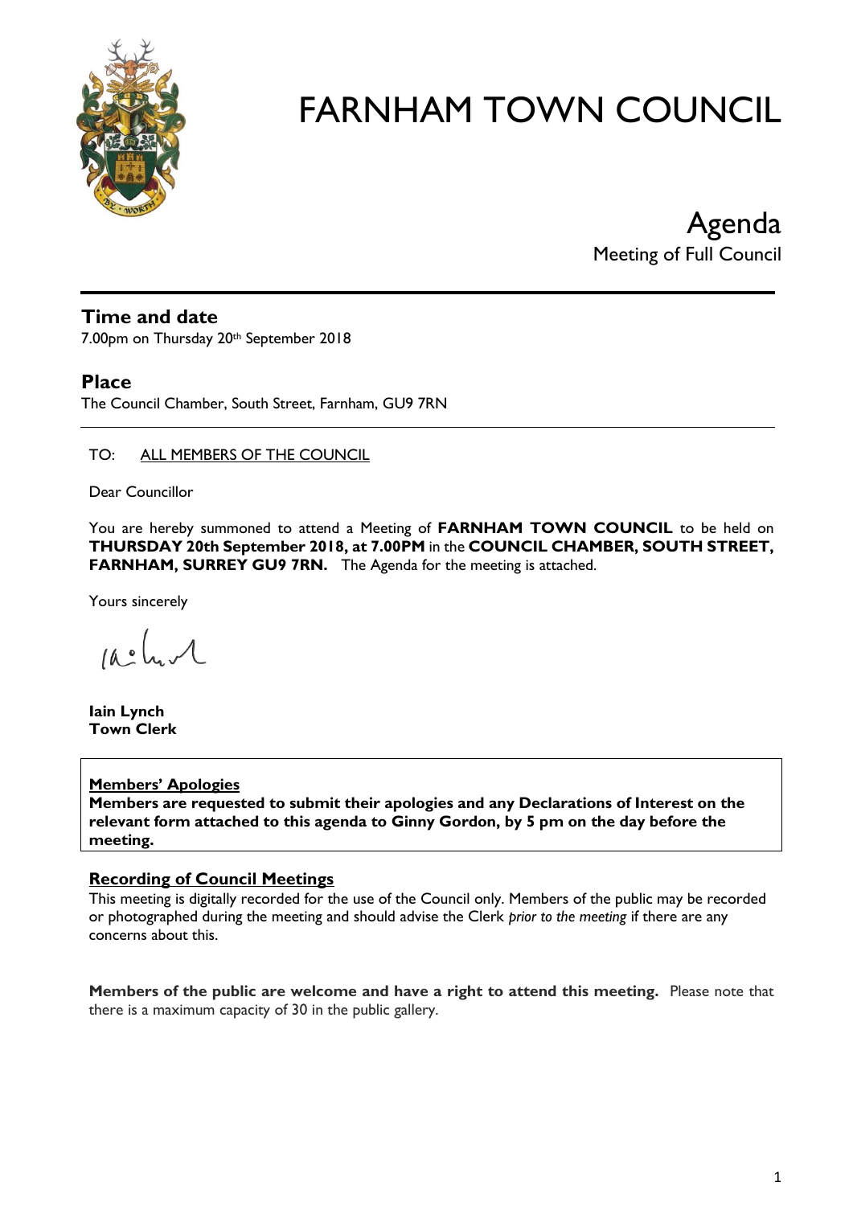# FARNHAM TOWN COUNCIL

## Agenda

Meeting of Full Council

### Time and date

7.00pm on Thursday 20th September 2018

### Place

The Council Chamber, South Street, Farnham, GU9 7RN

TO: ALL MEMBERS OF THE COUNCIL

Dear Councillor

You are hereby summoned to attend a Meeting of **FARNHAM TOWN COUNCIL** to be held on **THURSDAY 20th September 2018, at 7.00PM** in the **COUNCIL CHAMBER, SOUTH STREET, FARNHAM, SURREY GU9 7RN.** The Agenda for the meeting is attached.

Yours sincerely

**Iain Lynch**
**Town Clerk**

**Members' Apologies**
**Members are requested to submit their apologies and any Declarations of Interest on the relevant form attached to this agenda to Ginny Gordon, by 5 pm on the day before the meeting.**

**Recording of Council Meetings**
This meeting is digitally recorded for the use of the Council only. Members of the public may be recorded or photographed during the meeting and should advise the Clerk *prior to the meeting* if there are any concerns about this.

**Members of the public are welcome and have a right to attend this meeting.** Please note that there is a maximum capacity of 30 in the public gallery.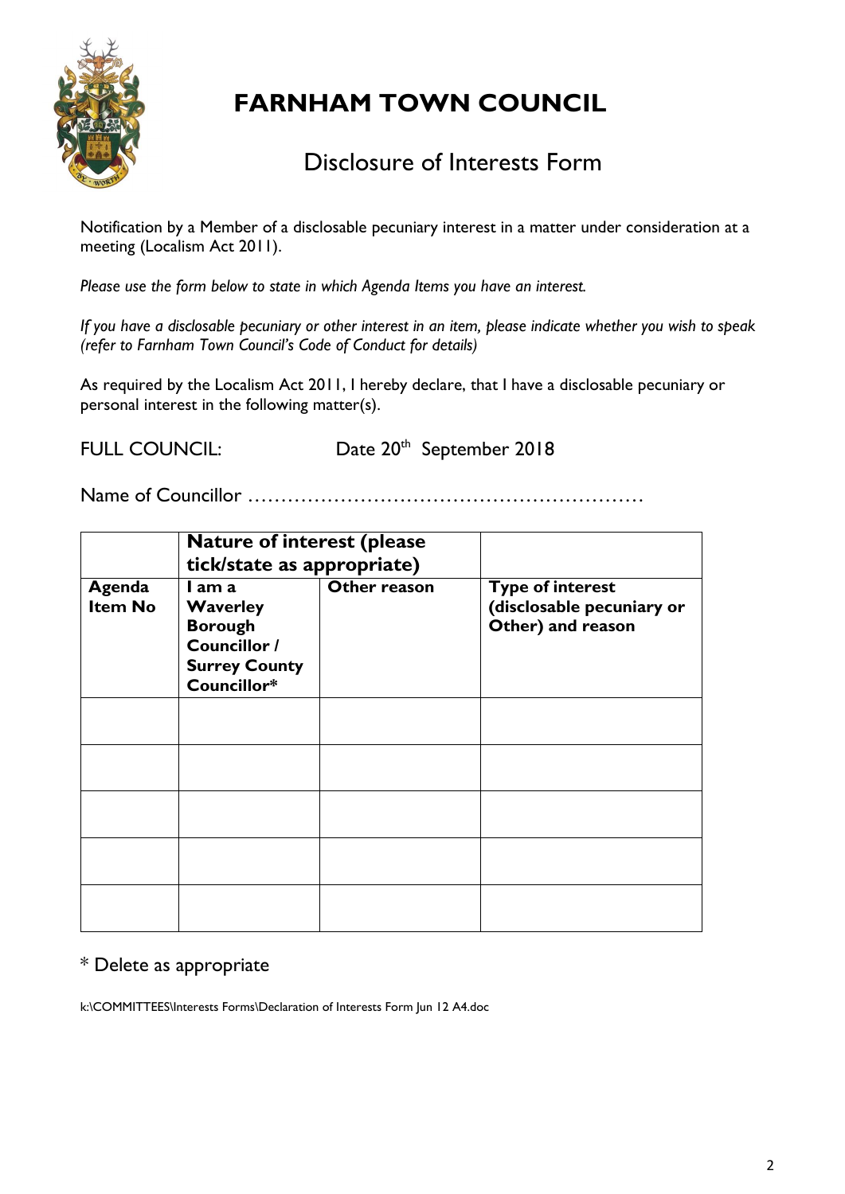# FARNHAM TOWN COUNCIL

## Disclosure of Interests Form

Notification by a Member of a disclosable pecuniary interest in a matter under consideration at a meeting (Localism Act 2011).

*Please use the form below to state in which Agenda Items you have an interest.*

*If you have a disclosable pecuniary or other interest in an item, please indicate whether you wish to speak (refer to Farnham Town Council's Code of Conduct for details)*

As required by the Localism Act 2011, I hereby declare, that I have a disclosable pecuniary or personal interest in the following matter(s).

FULL COUNCIL: Date 20th September 2018

Name of Councillor ……………………………………………………

| | **Nature of interest (please tick/state as appropriate)** | | |
|---|---|---|---|
| **Agenda Item No** | **I am a Waverley Borough Councillor / Surrey County Councillor*** | **Other reason** | **Type of interest (disclosable pecuniary or Other) and reason** |
| | | | |
| | | | |
| | | | |
| | | | |
| | | | |

* Delete as appropriate

k:\COMMITTEES\Interests Forms\Declaration of Interests Form Jun 12 A4.doc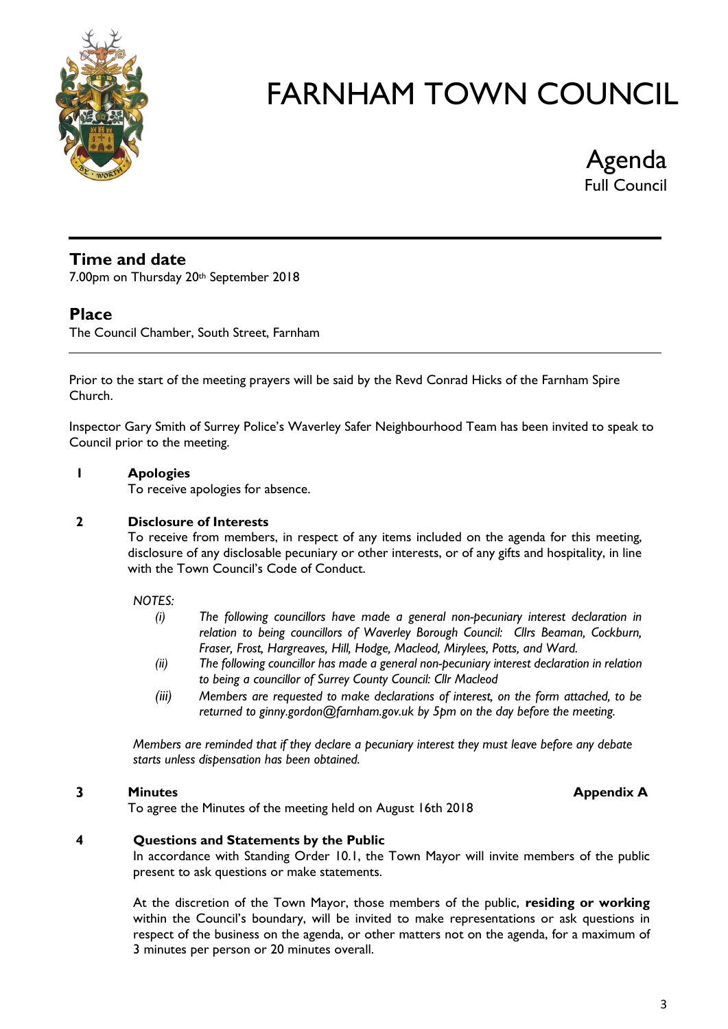# FARNHAM TOWN COUNCIL

## Agenda
Full Council

---

## Time and date
7.00pm on Thursday 20th September 2018

## Place
The Council Chamber, South Street, Farnham

---

Prior to the start of the meeting prayers will be said by the Revd Conrad Hicks of the Farnham Spire Church.

Inspector Gary Smith of Surrey Police's Waverley Safer Neighbourhood Team has been invited to speak to Council prior to the meeting.

**1 Apologies**
To receive apologies for absence.

**2 Disclosure of Interests**
To receive from members, in respect of any items included on the agenda for this meeting, disclosure of any disclosable pecuniary or other interests, or of any gifts and hospitality, in line with the Town Council's Code of Conduct.

*NOTES:*

- *(i) The following councillors have made a general non-pecuniary interest declaration in relation to being councillors of Waverley Borough Council: Cllrs Beaman, Cockburn, Fraser, Frost, Hargreaves, Hill, Hodge, Macleod, Mirylees, Potts, and Ward.*
- *(ii) The following councillor has made a general non-pecuniary interest declaration in relation to being a councillor of Surrey County Council: Cllr Macleod*
- *(iii) Members are requested to make declarations of interest, on the form attached, to be returned to ginny.gordon@farnham.gov.uk by 5pm on the day before the meeting.*

*Members are reminded that if they declare a pecuniary interest they must leave before any debate starts unless dispensation has been obtained.*

**3 Minutes** **Appendix A**
To agree the Minutes of the meeting held on August 16th 2018

**4 Questions and Statements by the Public**
In accordance with Standing Order 10.1, the Town Mayor will invite members of the public present to ask questions or make statements.

At the discretion of the Town Mayor, those members of the public, **residing or working** within the Council's boundary, will be invited to make representations or ask questions in respect of the business on the agenda, or other matters not on the agenda, for a maximum of 3 minutes per person or 20 minutes overall.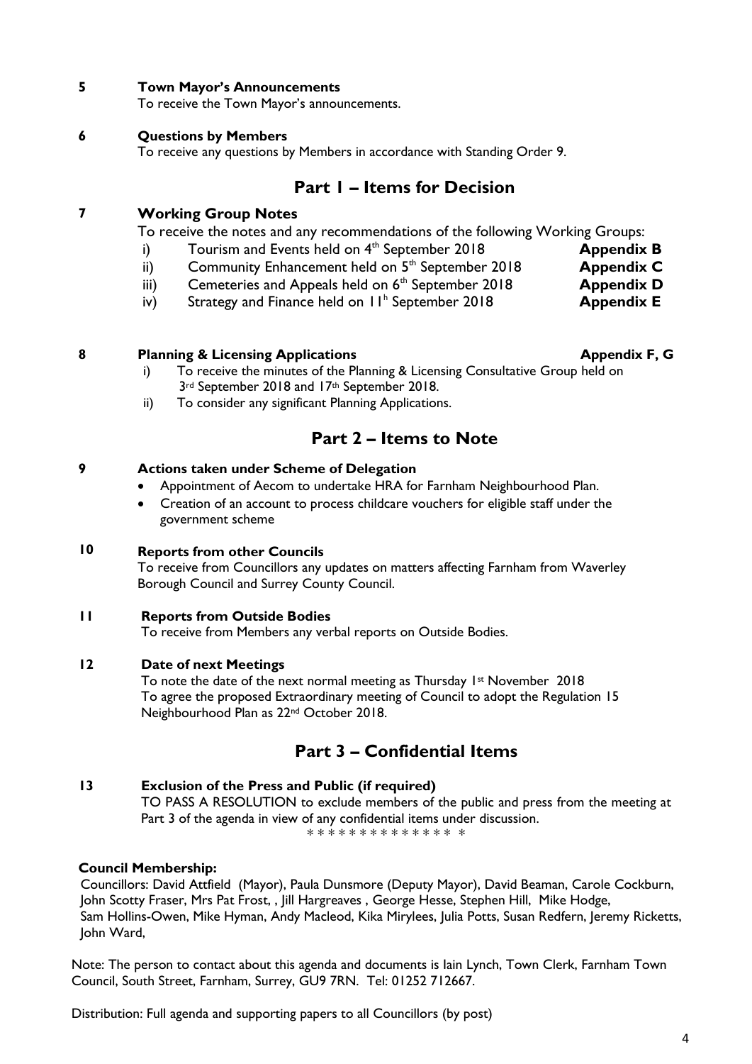**5 Town Mayor's Announcements**

To receive the Town Mayor's announcements.

**6 Questions by Members**

To receive any questions by Members in accordance with Standing Order 9.

## Part 1 – Items for Decision

**7 Working Group Notes**

To receive the notes and any recommendations of the following Working Groups:

i) Tourism and Events held on 4th September 2018 **Appendix B**
ii) Community Enhancement held on 5th September 2018 **Appendix C**
iii) Cemeteries and Appeals held on 6th September 2018 **Appendix D**
iv) Strategy and Finance held on 11h September 2018 **Appendix E**

**8 Planning & Licensing Applications** **Appendix F, G**

i) To receive the minutes of the Planning & Licensing Consultative Group held on 3rd September 2018 and 17th September 2018.
ii) To consider any significant Planning Applications.

## Part 2 – Items to Note

**9 Actions taken under Scheme of Delegation**

- Appointment of Aecom to undertake HRA for Farnham Neighbourhood Plan.
- Creation of an account to process childcare vouchers for eligible staff under the government scheme

**10 Reports from other Councils**

To receive from Councillors any updates on matters affecting Farnham from Waverley Borough Council and Surrey County Council.

**11 Reports from Outside Bodies**

To receive from Members any verbal reports on Outside Bodies.

**12 Date of next Meetings**

To note the date of the next normal meeting as Thursday 1st November 2018
To agree the proposed Extraordinary meeting of Council to adopt the Regulation 15 Neighbourhood Plan as 22nd October 2018.

## Part 3 – Confidential Items

**13 Exclusion of the Press and Public (if required)**

TO PASS A RESOLUTION to exclude members of the public and press from the meeting at Part 3 of the agenda in view of any confidential items under discussion.

* * * * * * * * * * * * * *  *

**Council Membership:**

Councillors: David Attfield (Mayor), Paula Dunsmore (Deputy Mayor), David Beaman, Carole Cockburn, John Scotty Fraser, Mrs Pat Frost, , Jill Hargreaves , George Hesse, Stephen Hill, Mike Hodge, Sam Hollins-Owen, Mike Hyman, Andy Macleod, Kika Mirylees, Julia Potts, Susan Redfern, Jeremy Ricketts, John Ward,

Note: The person to contact about this agenda and documents is Iain Lynch, Town Clerk, Farnham Town Council, South Street, Farnham, Surrey, GU9 7RN. Tel: 01252 712667.

Distribution: Full agenda and supporting papers to all Councillors (by post)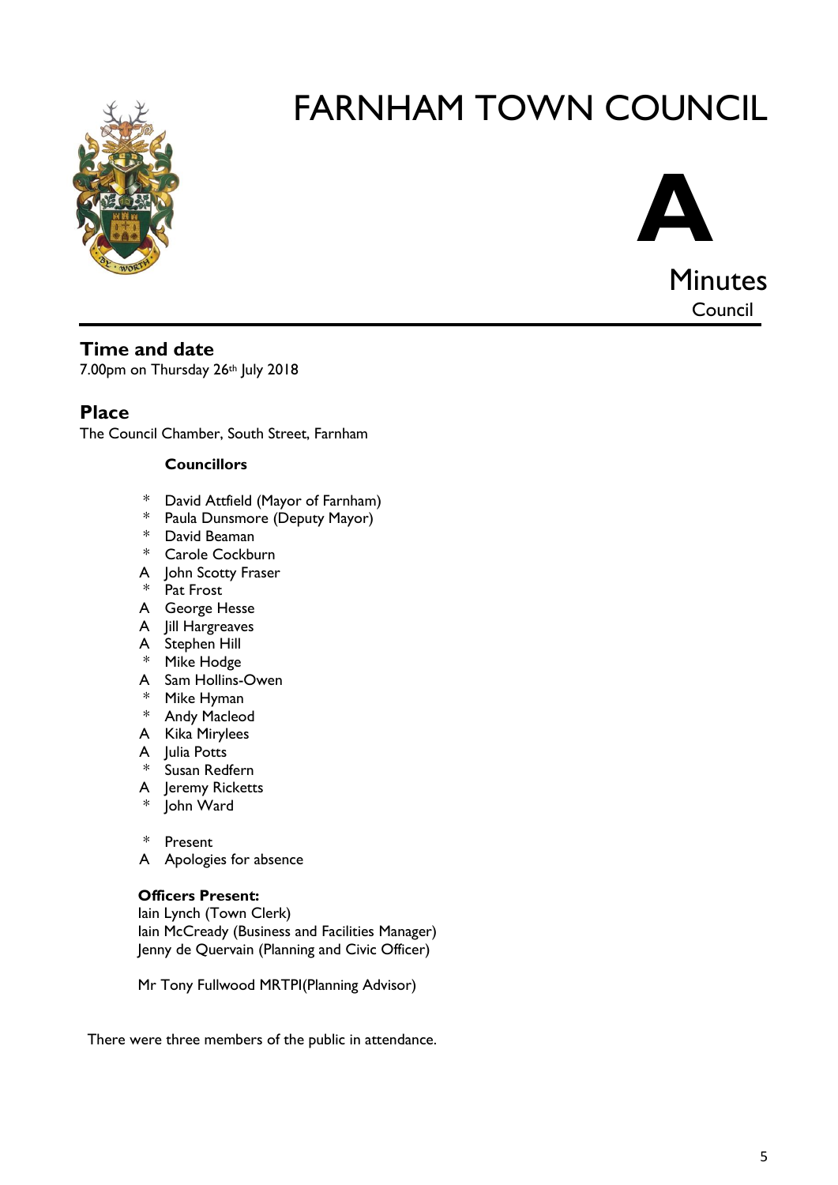# FARNHAM TOWN COUNCIL

**A**

Minutes

Council

## Time and date

7.00pm on Thursday 26th July 2018

## Place

The Council Chamber, South Street, Farnham

**Councillors**

| | |
|---|---|
| * | David Attfield (Mayor of Farnham) |
| * | Paula Dunsmore (Deputy Mayor) |
| * | David Beaman |
| * | Carole Cockburn |
| A | John Scotty Fraser |
| * | Pat Frost |
| A | George Hesse |
| A | Jill Hargreaves |
| A | Stephen Hill |
| * | Mike Hodge |
| A | Sam Hollins-Owen |
| * | Mike Hyman |
| * | Andy Macleod |
| A | Kika Mirylees |
| A | Julia Potts |
| * | Susan Redfern |
| A | Jeremy Ricketts |
| * | John Ward |

\* Present
A Apologies for absence

**Officers Present:**
Iain Lynch (Town Clerk)
Iain McCready (Business and Facilities Manager)
Jenny de Quervain (Planning and Civic Officer)

Mr Tony Fullwood MRTPI(Planning Advisor)

There were three members of the public in attendance.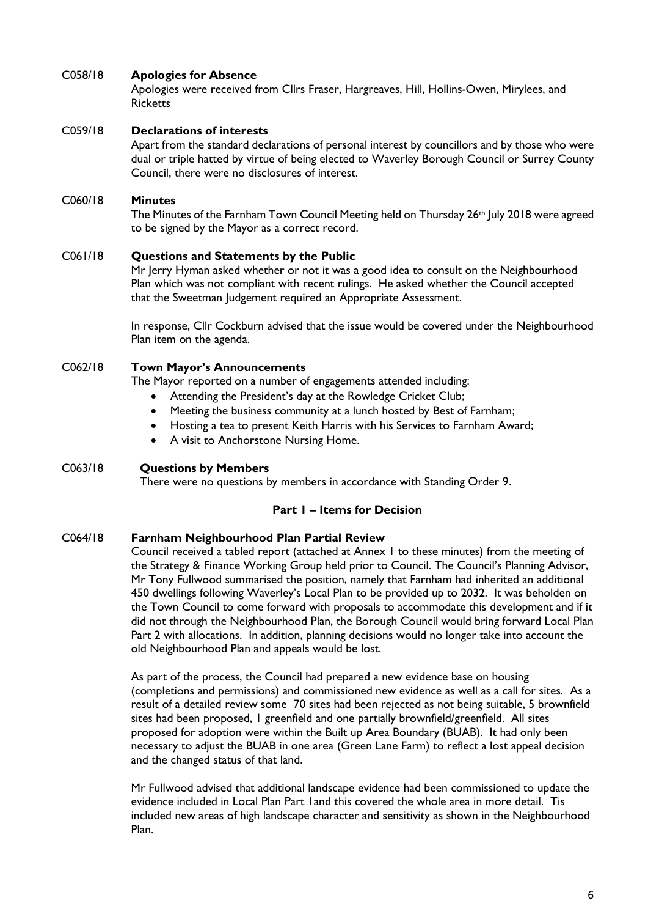C058/18 **Apologies for Absence**

Apologies were received from Cllrs Fraser, Hargreaves, Hill, Hollins-Owen, Mirylees, and Ricketts

C059/18 **Declarations of interests**

Apart from the standard declarations of personal interest by councillors and by those who were dual or triple hatted by virtue of being elected to Waverley Borough Council or Surrey County Council, there were no disclosures of interest.

C060/18 **Minutes**

The Minutes of the Farnham Town Council Meeting held on Thursday 26th July 2018 were agreed to be signed by the Mayor as a correct record.

C061/18 **Questions and Statements by the Public**

Mr Jerry Hyman asked whether or not it was a good idea to consult on the Neighbourhood Plan which was not compliant with recent rulings. He asked whether the Council accepted that the Sweetman Judgement required an Appropriate Assessment.

In response, Cllr Cockburn advised that the issue would be covered under the Neighbourhood Plan item on the agenda.

C062/18 **Town Mayor's Announcements**

The Mayor reported on a number of engagements attended including:

- Attending the President's day at the Rowledge Cricket Club;
- Meeting the business community at a lunch hosted by Best of Farnham;
- Hosting a tea to present Keith Harris with his Services to Farnham Award;
- A visit to Anchorstone Nursing Home.

C063/18 **Questions by Members**

There were no questions by members in accordance with Standing Order 9.

**Part 1 – Items for Decision**

C064/18 **Farnham Neighbourhood Plan Partial Review**

Council received a tabled report (attached at Annex 1 to these minutes) from the meeting of the Strategy & Finance Working Group held prior to Council. The Council's Planning Advisor, Mr Tony Fullwood summarised the position, namely that Farnham had inherited an additional 450 dwellings following Waverley's Local Plan to be provided up to 2032. It was beholden on the Town Council to come forward with proposals to accommodate this development and if it did not through the Neighbourhood Plan, the Borough Council would bring forward Local Plan Part 2 with allocations. In addition, planning decisions would no longer take into account the old Neighbourhood Plan and appeals would be lost.

As part of the process, the Council had prepared a new evidence base on housing (completions and permissions) and commissioned new evidence as well as a call for sites. As a result of a detailed review some 70 sites had been rejected as not being suitable, 5 brownfield sites had been proposed, 1 greenfield and one partially brownfield/greenfield. All sites proposed for adoption were within the Built up Area Boundary (BUAB). It had only been necessary to adjust the BUAB in one area (Green Lane Farm) to reflect a lost appeal decision and the changed status of that land.

Mr Fullwood advised that additional landscape evidence had been commissioned to update the evidence included in Local Plan Part 1and this covered the whole area in more detail. Tis included new areas of high landscape character and sensitivity as shown in the Neighbourhood Plan.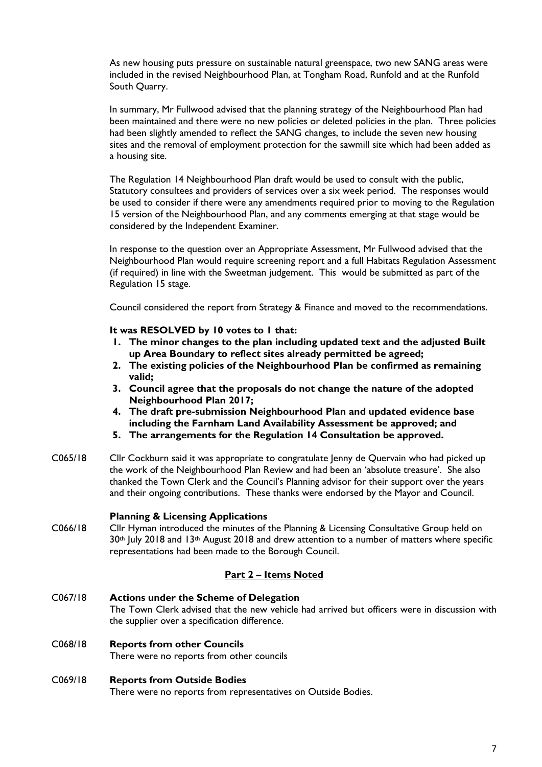As new housing puts pressure on sustainable natural greenspace, two new SANG areas were included in the revised Neighbourhood Plan, at Tongham Road, Runfold and at the Runfold South Quarry.

In summary, Mr Fullwood advised that the planning strategy of the Neighbourhood Plan had been maintained and there were no new policies or deleted policies in the plan. Three policies had been slightly amended to reflect the SANG changes, to include the seven new housing sites and the removal of employment protection for the sawmill site which had been added as a housing site.

The Regulation 14 Neighbourhood Plan draft would be used to consult with the public, Statutory consultees and providers of services over a six week period. The responses would be used to consider if there were any amendments required prior to moving to the Regulation 15 version of the Neighbourhood Plan, and any comments emerging at that stage would be considered by the Independent Examiner.

In response to the question over an Appropriate Assessment, Mr Fullwood advised that the Neighbourhood Plan would require screening report and a full Habitats Regulation Assessment (if required) in line with the Sweetman judgement. This would be submitted as part of the Regulation 15 stage.

Council considered the report from Strategy & Finance and moved to the recommendations.

**It was RESOLVED by 10 votes to 1 that:**

1. **The minor changes to the plan including updated text and the adjusted Built up Area Boundary to reflect sites already permitted be agreed;**
2. **The existing policies of the Neighbourhood Plan be confirmed as remaining valid;**
3. **Council agree that the proposals do not change the nature of the adopted Neighbourhood Plan 2017;**
4. **The draft pre-submission Neighbourhood Plan and updated evidence base including the Farnham Land Availability Assessment be approved; and**
5. **The arrangements for the Regulation 14 Consultation be approved.**

C065/18 Cllr Cockburn said it was appropriate to congratulate Jenny de Quervain who had picked up the work of the Neighbourhood Plan Review and had been an 'absolute treasure'. She also thanked the Town Clerk and the Council's Planning advisor for their support over the years and their ongoing contributions. These thanks were endorsed by the Mayor and Council.

**Planning & Licensing Applications**

C066/18 Cllr Hyman introduced the minutes of the Planning & Licensing Consultative Group held on 30th July 2018 and 13th August 2018 and drew attention to a number of matters where specific representations had been made to the Borough Council.

## Part 2 – Items Noted

C067/18 **Actions under the Scheme of Delegation**
The Town Clerk advised that the new vehicle had arrived but officers were in discussion with the supplier over a specification difference.

C068/18 **Reports from other Councils**
There were no reports from other councils

C069/18 **Reports from Outside Bodies**
There were no reports from representatives on Outside Bodies.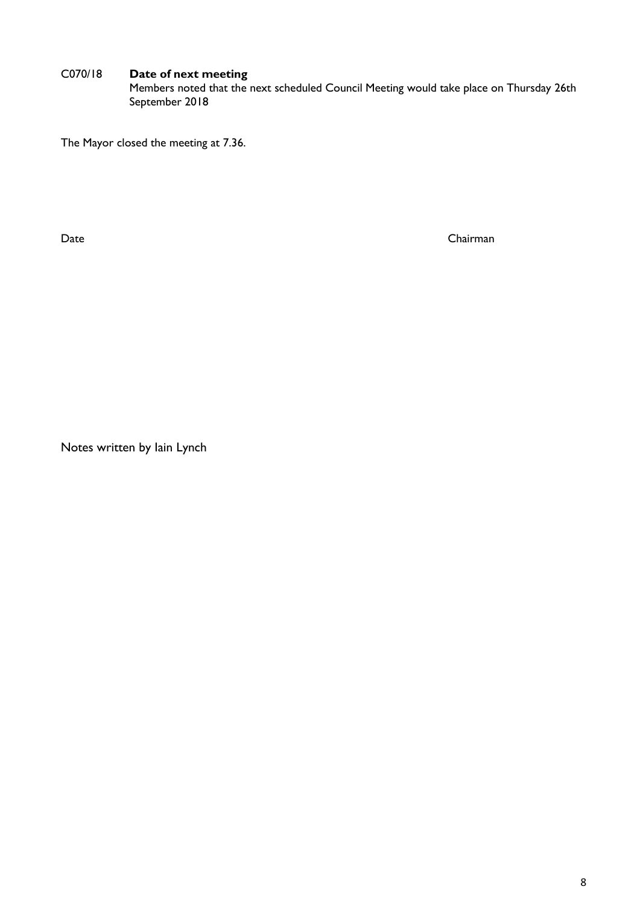C070/18 **Date of next meeting**
Members noted that the next scheduled Council Meeting would take place on Thursday 26th September 2018

The Mayor closed the meeting at 7.36.

Date Chairman

Notes written by Iain Lynch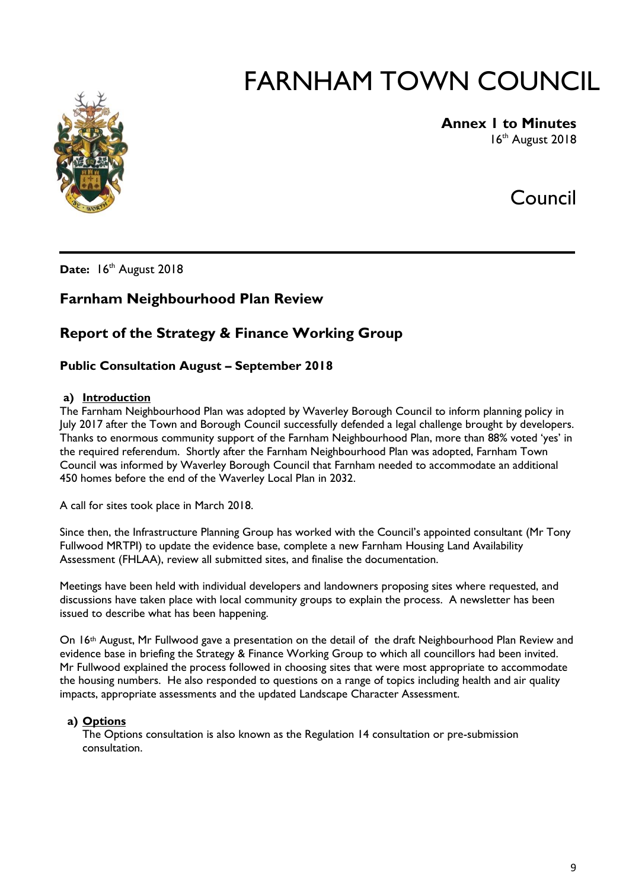# FARNHAM TOWN COUNCIL

**Annex 1 to Minutes**
16th August 2018

Council

**Date:** 16th August 2018

## Farnham Neighbourhood Plan Review

## Report of the Strategy & Finance Working Group

### Public Consultation August – September 2018

**a) Introduction**

The Farnham Neighbourhood Plan was adopted by Waverley Borough Council to inform planning policy in July 2017 after the Town and Borough Council successfully defended a legal challenge brought by developers. Thanks to enormous community support of the Farnham Neighbourhood Plan, more than 88% voted 'yes' in the required referendum. Shortly after the Farnham Neighbourhood Plan was adopted, Farnham Town Council was informed by Waverley Borough Council that Farnham needed to accommodate an additional 450 homes before the end of the Waverley Local Plan in 2032.

A call for sites took place in March 2018.

Since then, the Infrastructure Planning Group has worked with the Council's appointed consultant (Mr Tony Fullwood MRTPI) to update the evidence base, complete a new Farnham Housing Land Availability Assessment (FHLAA), review all submitted sites, and finalise the documentation.

Meetings have been held with individual developers and landowners proposing sites where requested, and discussions have taken place with local community groups to explain the process. A newsletter has been issued to describe what has been happening.

On 16th August, Mr Fullwood gave a presentation on the detail of the draft Neighbourhood Plan Review and evidence base in briefing the Strategy & Finance Working Group to which all councillors had been invited. Mr Fullwood explained the process followed in choosing sites that were most appropriate to accommodate the housing numbers. He also responded to questions on a range of topics including health and air quality impacts, appropriate assessments and the updated Landscape Character Assessment.

**a) Options**

The Options consultation is also known as the Regulation 14 consultation or pre-submission consultation.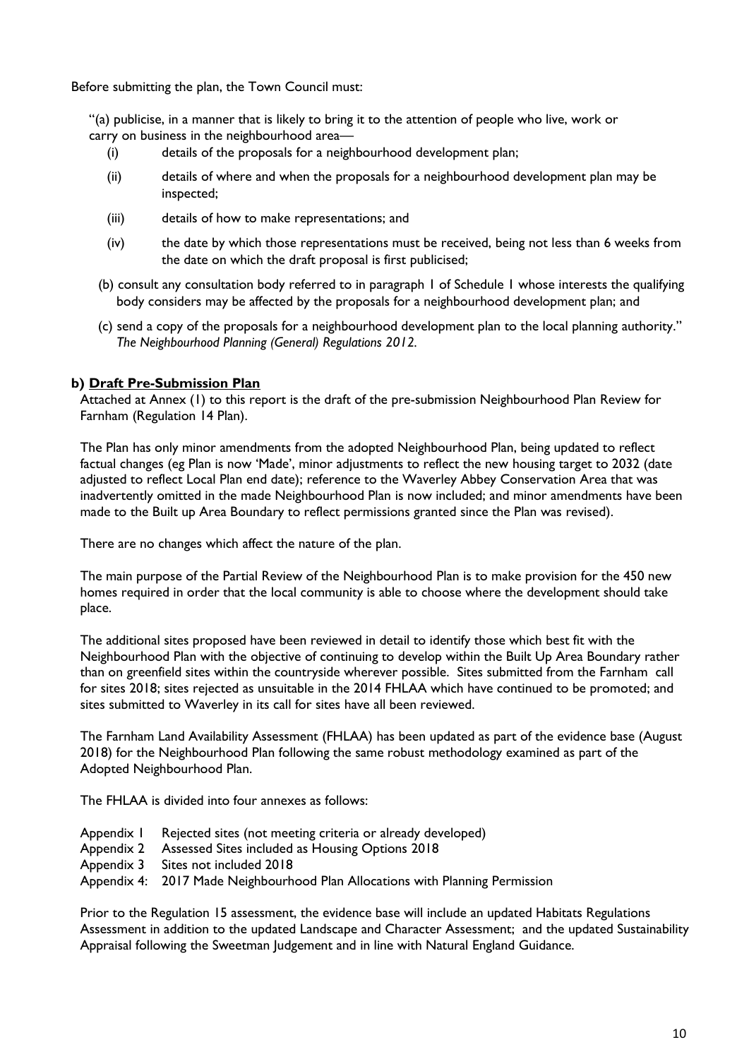Before submitting the plan, the Town Council must:

"(a) publicise, in a manner that is likely to bring it to the attention of people who live, work or carry on business in the neighbourhood area—

- (i) details of the proposals for a neighbourhood development plan;
- (ii) details of where and when the proposals for a neighbourhood development plan may be inspected;
- (iii) details of how to make representations; and
- (iv) the date by which those representations must be received, being not less than 6 weeks from the date on which the draft proposal is first publicised;

(b) consult any consultation body referred to in paragraph 1 of Schedule 1 whose interests the qualifying body considers may be affected by the proposals for a neighbourhood development plan; and

(c) send a copy of the proposals for a neighbourhood development plan to the local planning authority." *The Neighbourhood Planning (General) Regulations 2012.*

**b) Draft Pre-Submission Plan**

Attached at Annex (1) to this report is the draft of the pre-submission Neighbourhood Plan Review for Farnham (Regulation 14 Plan).

The Plan has only minor amendments from the adopted Neighbourhood Plan, being updated to reflect factual changes (eg Plan is now 'Made', minor adjustments to reflect the new housing target to 2032 (date adjusted to reflect Local Plan end date); reference to the Waverley Abbey Conservation Area that was inadvertently omitted in the made Neighbourhood Plan is now included; and minor amendments have been made to the Built up Area Boundary to reflect permissions granted since the Plan was revised).

There are no changes which affect the nature of the plan.

The main purpose of the Partial Review of the Neighbourhood Plan is to make provision for the 450 new homes required in order that the local community is able to choose where the development should take place.

The additional sites proposed have been reviewed in detail to identify those which best fit with the Neighbourhood Plan with the objective of continuing to develop within the Built Up Area Boundary rather than on greenfield sites within the countryside wherever possible. Sites submitted from the Farnham call for sites 2018; sites rejected as unsuitable in the 2014 FHLAA which have continued to be promoted; and sites submitted to Waverley in its call for sites have all been reviewed.

The Farnham Land Availability Assessment (FHLAA) has been updated as part of the evidence base (August 2018) for the Neighbourhood Plan following the same robust methodology examined as part of the Adopted Neighbourhood Plan.

The FHLAA is divided into four annexes as follows:

- Appendix 1 Rejected sites (not meeting criteria or already developed)
- Appendix 2 Assessed Sites included as Housing Options 2018
- Appendix 3 Sites not included 2018
- Appendix 4: 2017 Made Neighbourhood Plan Allocations with Planning Permission

Prior to the Regulation 15 assessment, the evidence base will include an updated Habitats Regulations Assessment in addition to the updated Landscape and Character Assessment; and the updated Sustainability Appraisal following the Sweetman Judgement and in line with Natural England Guidance.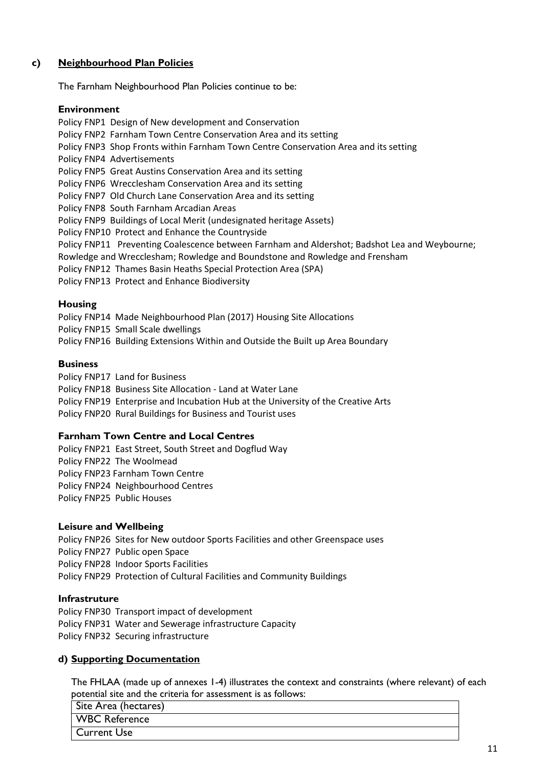## c) **Neighbourhood Plan Policies**

The Farnham Neighbourhood Plan Policies continue to be:

### Environment

Policy FNP1 Design of New development and Conservation
Policy FNP2 Farnham Town Centre Conservation Area and its setting
Policy FNP3 Shop Fronts within Farnham Town Centre Conservation Area and its setting
Policy FNP4 Advertisements
Policy FNP5 Great Austins Conservation Area and its setting
Policy FNP6 Wrecclesham Conservation Area and its setting
Policy FNP7 Old Church Lane Conservation Area and its setting
Policy FNP8 South Farnham Arcadian Areas
Policy FNP9 Buildings of Local Merit (undesignated heritage Assets)
Policy FNP10 Protect and Enhance the Countryside
Policy FNP11 Preventing Coalescence between Farnham and Aldershot; Badshot Lea and Weybourne; Rowledge and Wrecclesham; Rowledge and Boundstone and Rowledge and Frensham
Policy FNP12 Thames Basin Heaths Special Protection Area (SPA)
Policy FNP13 Protect and Enhance Biodiversity

### Housing

Policy FNP14 Made Neighbourhood Plan (2017) Housing Site Allocations
Policy FNP15 Small Scale dwellings
Policy FNP16 Building Extensions Within and Outside the Built up Area Boundary

### Business

Policy FNP17 Land for Business
Policy FNP18 Business Site Allocation - Land at Water Lane
Policy FNP19 Enterprise and Incubation Hub at the University of the Creative Arts
Policy FNP20 Rural Buildings for Business and Tourist uses

### Farnham Town Centre and Local Centres

Policy FNP21 East Street, South Street and Dogflud Way
Policy FNP22 The Woolmead
Policy FNP23 Farnham Town Centre
Policy FNP24 Neighbourhood Centres
Policy FNP25 Public Houses

### Leisure and Wellbeing

Policy FNP26 Sites for New outdoor Sports Facilities and other Greenspace uses
Policy FNP27 Public open Space
Policy FNP28 Indoor Sports Facilities
Policy FNP29 Protection of Cultural Facilities and Community Buildings

### Infrastruture

Policy FNP30 Transport impact of development
Policy FNP31 Water and Sewerage infrastructure Capacity
Policy FNP32 Securing infrastructure

## d) **Supporting Documentation**

The FHLAA (made up of annexes 1-4) illustrates the context and constraints (where relevant) of each potential site and the criteria for assessment is as follows:

| Site Area (hectares) |
|---|
| WBC Reference |
| Current Use |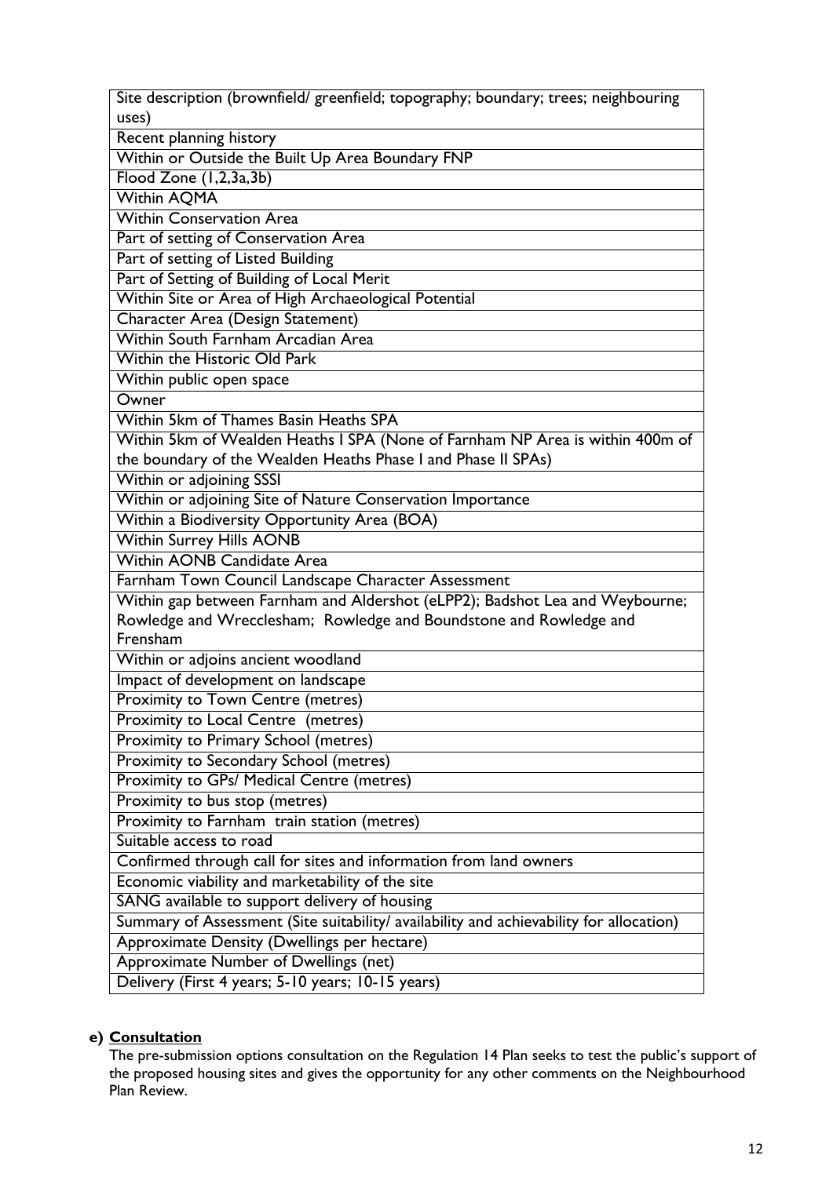| Site description (brownfield/ greenfield; topography; boundary; trees; neighbouring uses) |
|---|
| Recent planning history |
| Within or Outside the Built Up Area Boundary FNP |
| Flood Zone (1,2,3a,3b) |
| Within AQMA |
| Within Conservation Area |
| Part of setting of Conservation Area |
| Part of setting of Listed Building |
| Part of Setting of Building of Local Merit |
| Within Site or Area of High Archaeological Potential |
| Character Area (Design Statement) |
| Within South Farnham Arcadian Area |
| Within the Historic Old Park |
| Within public open space |
| Owner |
| Within 5km of Thames Basin Heaths SPA |
| Within 5km of Wealden Heaths I SPA (None of Farnham NP Area is within 400m of the boundary of the Wealden Heaths Phase I and Phase II SPAs) |
| Within or adjoining SSSI |
| Within or adjoining Site of Nature Conservation Importance |
| Within a Biodiversity Opportunity Area (BOA) |
| Within Surrey Hills AONB |
| Within AONB Candidate Area |
| Farnham Town Council Landscape Character Assessment |
| Within gap between Farnham and Aldershot (eLPP2); Badshot Lea and Weybourne; Rowledge and Wrecclesham; Rowledge and Boundstone and Rowledge and Frensham |
| Within or adjoins ancient woodland |
| Impact of development on landscape |
| Proximity to Town Centre (metres) |
| Proximity to Local Centre (metres) |
| Proximity to Primary School (metres) |
| Proximity to Secondary School (metres) |
| Proximity to GPs/ Medical Centre (metres) |
| Proximity to bus stop (metres) |
| Proximity to Farnham train station (metres) |
| Suitable access to road |
| Confirmed through call for sites and information from land owners |
| Economic viability and marketability of the site |
| SANG available to support delivery of housing |
| Summary of Assessment (Site suitability/ availability and achievability for allocation) |
| Approximate Density (Dwellings per hectare) |
| Approximate Number of Dwellings (net) |
| Delivery (First 4 years; 5-10 years; 10-15 years) |

**e) Consultation**

The pre-submission options consultation on the Regulation 14 Plan seeks to test the public's support of the proposed housing sites and gives the opportunity for any other comments on the Neighbourhood Plan Review.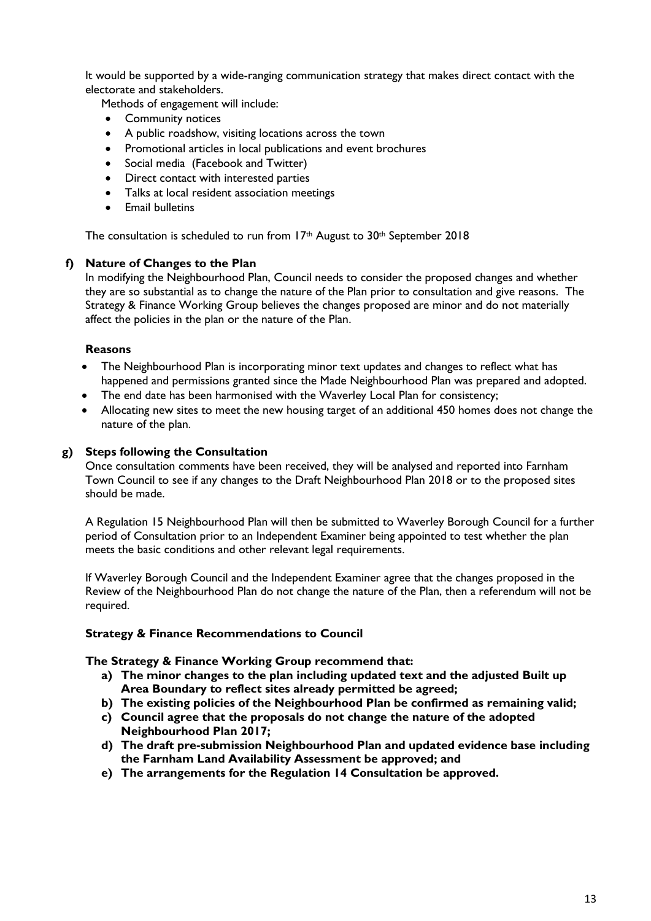It would be supported by a wide-ranging communication strategy that makes direct contact with the electorate and stakeholders.

Methods of engagement will include:

- Community notices
- A public roadshow, visiting locations across the town
- Promotional articles in local publications and event brochures
- Social media (Facebook and Twitter)
- Direct contact with interested parties
- Talks at local resident association meetings
- Email bulletins

The consultation is scheduled to run from 17th August to 30th September 2018

**f) Nature of Changes to the Plan**

In modifying the Neighbourhood Plan, Council needs to consider the proposed changes and whether they are so substantial as to change the nature of the Plan prior to consultation and give reasons. The Strategy & Finance Working Group believes the changes proposed are minor and do not materially affect the policies in the plan or the nature of the Plan.

**Reasons**

- The Neighbourhood Plan is incorporating minor text updates and changes to reflect what has happened and permissions granted since the Made Neighbourhood Plan was prepared and adopted.
- The end date has been harmonised with the Waverley Local Plan for consistency;
- Allocating new sites to meet the new housing target of an additional 450 homes does not change the nature of the plan.

**g) Steps following the Consultation**

Once consultation comments have been received, they will be analysed and reported into Farnham Town Council to see if any changes to the Draft Neighbourhood Plan 2018 or to the proposed sites should be made.

A Regulation 15 Neighbourhood Plan will then be submitted to Waverley Borough Council for a further period of Consultation prior to an Independent Examiner being appointed to test whether the plan meets the basic conditions and other relevant legal requirements.

If Waverley Borough Council and the Independent Examiner agree that the changes proposed in the Review of the Neighbourhood Plan do not change the nature of the Plan, then a referendum will not be required.

**Strategy & Finance Recommendations to Council**

**The Strategy & Finance Working Group recommend that:**

**a) The minor changes to the plan including updated text and the adjusted Built up Area Boundary to reflect sites already permitted be agreed;**

**b) The existing policies of the Neighbourhood Plan be confirmed as remaining valid;**

**c) Council agree that the proposals do not change the nature of the adopted Neighbourhood Plan 2017;**

**d) The draft pre-submission Neighbourhood Plan and updated evidence base including the Farnham Land Availability Assessment be approved; and**

**e) The arrangements for the Regulation 14 Consultation be approved.**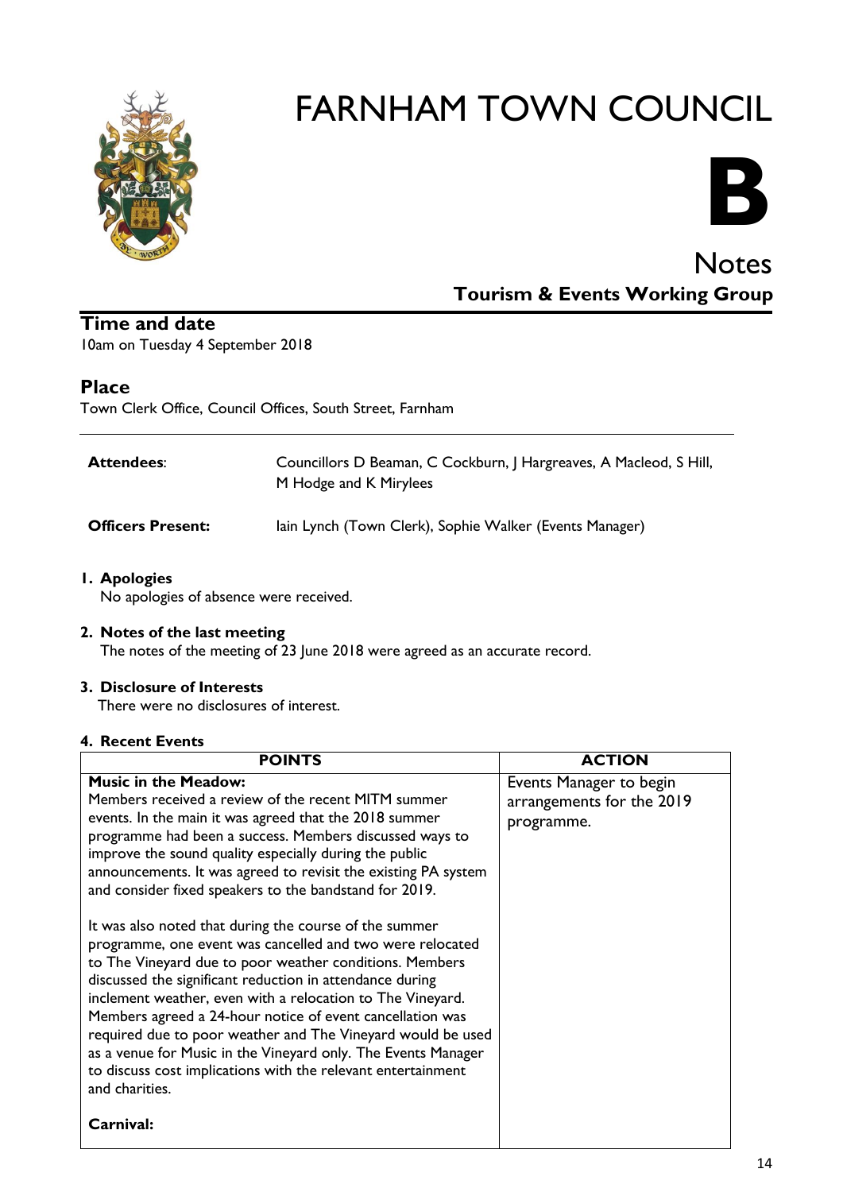# FARNHAM TOWN COUNCIL

**B**

## Notes

### Tourism & Events Working Group

## Time and date

10am on Tuesday 4 September 2018

## Place

Town Clerk Office, Council Offices, South Street, Farnham

| | |
|---|---|
| **Attendees**: | Councillors D Beaman, C Cockburn, J Hargreaves, A Macleod, S Hill, M Hodge and K Mirylees |
| **Officers Present:** | Iain Lynch (Town Clerk), Sophie Walker (Events Manager) |

1. **Apologies**
   No apologies of absence were received.

2. **Notes of the last meeting**
   The notes of the meeting of 23 June 2018 were agreed as an accurate record.

3. **Disclosure of Interests**
   There were no disclosures of interest.

4. **Recent Events**

| POINTS | ACTION |
|---|---|
| **Music in the Meadow:**<br>Members received a review of the recent MITM summer events. In the main it was agreed that the 2018 summer programme had been a success. Members discussed ways to improve the sound quality especially during the public announcements. It was agreed to revisit the existing PA system and consider fixed speakers to the bandstand for 2019.<br><br>It was also noted that during the course of the summer programme, one event was cancelled and two were relocated to The Vineyard due to poor weather conditions. Members discussed the significant reduction in attendance during inclement weather, even with a relocation to The Vineyard. Members agreed a 24-hour notice of event cancellation was required due to poor weather and The Vineyard would be used as a venue for Music in the Vineyard only. The Events Manager to discuss cost implications with the relevant entertainment and charities.<br><br>**Carnival:** | Events Manager to begin arrangements for the 2019 programme. |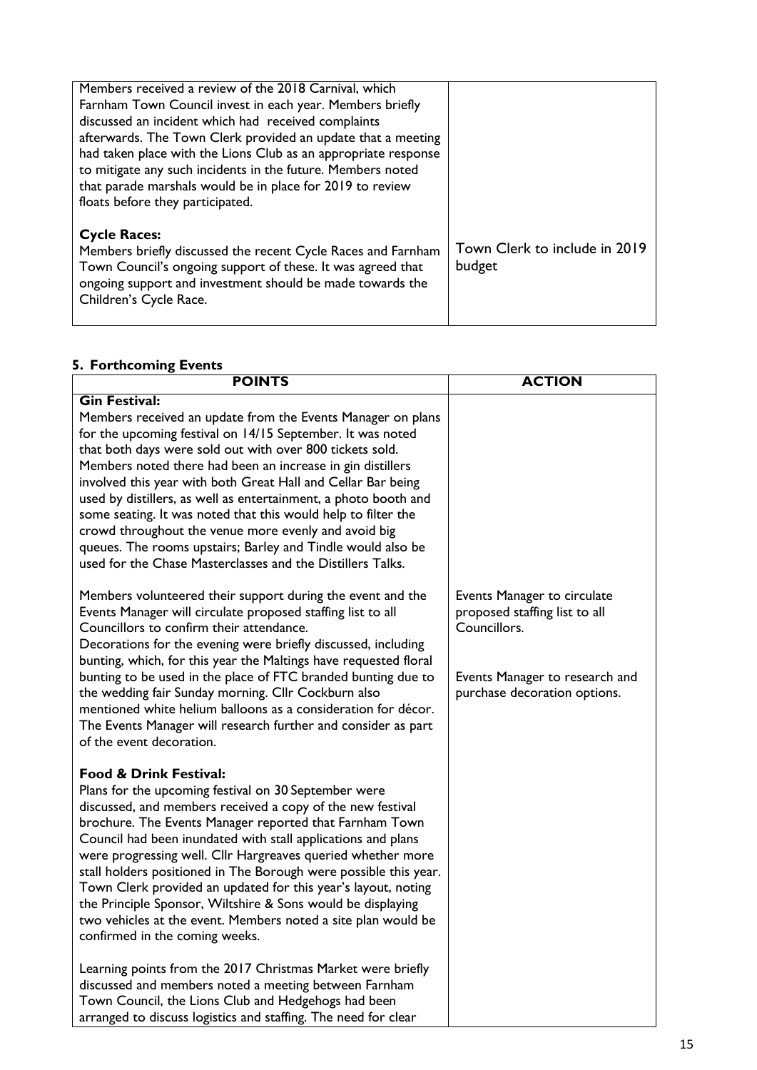| | |
|---|---|
| Members received a review of the 2018 Carnival, which Farnham Town Council invest in each year. Members briefly discussed an incident which had received complaints afterwards. The Town Clerk provided an update that a meeting had taken place with the Lions Club as an appropriate response to mitigate any such incidents in the future. Members noted that parade marshals would be in place for 2019 to review floats before they participated.<br><br>**Cycle Races:**<br>Members briefly discussed the recent Cycle Races and Farnham Town Council's ongoing support of these. It was agreed that ongoing support and investment should be made towards the Children's Cycle Race. | <br><br><br><br><br><br><br><br>Town Clerk to include in 2019 budget |

## 5. Forthcoming Events

| POINTS | ACTION |
|---|---|
| **Gin Festival:**<br>Members received an update from the Events Manager on plans for the upcoming festival on 14/15 September. It was noted that both days were sold out with over 800 tickets sold. Members noted there had been an increase in gin distillers involved this year with both Great Hall and Cellar Bar being used by distillers, as well as entertainment, a photo booth and some seating. It was noted that this would help to filter the crowd throughout the venue more evenly and avoid big queues. The rooms upstairs; Barley and Tindle would also be used for the Chase Masterclasses and the Distillers Talks.<br><br>Members volunteered their support during the event and the Events Manager will circulate proposed staffing list to all Councillors to confirm their attendance.<br>Decorations for the evening were briefly discussed, including bunting, which, for this year the Maltings have requested floral bunting to be used in the place of FTC branded bunting due to the wedding fair Sunday morning. Cllr Cockburn also mentioned white helium balloons as a consideration for décor. The Events Manager will research further and consider as part of the event decoration.<br><br>**Food & Drink Festival:**<br>Plans for the upcoming festival on 30 September were discussed, and members received a copy of the new festival brochure. The Events Manager reported that Farnham Town Council had been inundated with stall applications and plans were progressing well. Cllr Hargreaves queried whether more stall holders positioned in The Borough were possible this year. Town Clerk provided an updated for this year's layout, noting the Principle Sponsor, Wiltshire & Sons would be displaying two vehicles at the event. Members noted a site plan would be confirmed in the coming weeks.<br><br>Learning points from the 2017 Christmas Market were briefly discussed and members noted a meeting between Farnham Town Council, the Lions Club and Hedgehogs had been arranged to discuss logistics and staffing. The need for clear | <br><br><br><br><br><br><br><br><br><br>Events Manager to circulate proposed staffing list to all Councillors.<br><br><br>Events Manager to research and purchase decoration options. |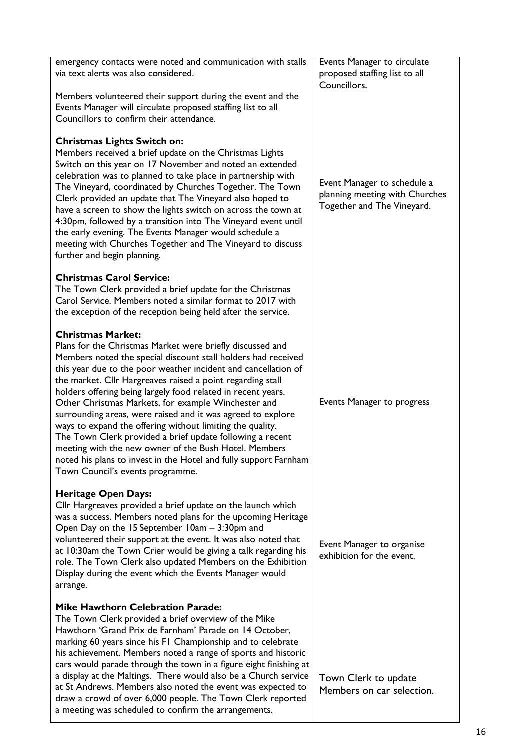| | |
|---|---|
| emergency contacts were noted and communication with stalls via text alerts was also considered.<br><br>Members volunteered their support during the event and the Events Manager will circulate proposed staffing list to all Councillors to confirm their attendance.<br><br>**Christmas Lights Switch on:**<br>Members received a brief update on the Christmas Lights Switch on this year on 17 November and noted an extended celebration was to planned to take place in partnership with The Vineyard, coordinated by Churches Together. The Town Clerk provided an update that The Vineyard also hoped to have a screen to show the lights switch on across the town at 4:30pm, followed by a transition into The Vineyard event until the early evening. The Events Manager would schedule a meeting with Churches Together and The Vineyard to discuss further and begin planning.<br><br>**Christmas Carol Service:**<br>The Town Clerk provided a brief update for the Christmas Carol Service. Members noted a similar format to 2017 with the exception of the reception being held after the service.<br><br>**Christmas Market:**<br>Plans for the Christmas Market were briefly discussed and Members noted the special discount stall holders had received this year due to the poor weather incident and cancellation of the market. Cllr Hargreaves raised a point regarding stall holders offering being largely food related in recent years. Other Christmas Markets, for example Winchester and surrounding areas, were raised and it was agreed to explore ways to expand the offering without limiting the quality.<br>The Town Clerk provided a brief update following a recent meeting with the new owner of the Bush Hotel. Members noted his plans to invest in the Hotel and fully support Farnham Town Council's events programme.<br><br>**Heritage Open Days:**<br>Cllr Hargreaves provided a brief update on the launch which was a success. Members noted plans for the upcoming Heritage Open Day on the 15 September 10am – 3:30pm and volunteered their support at the event. It was also noted that at 10:30am the Town Crier would be giving a talk regarding his role. The Town Clerk also updated Members on the Exhibition Display during the event which the Events Manager would arrange.<br><br>**Mike Hawthorn Celebration Parade:**<br>The Town Clerk provided a brief overview of the Mike Hawthorn 'Grand Prix de Farnham' Parade on 14 October, marking 60 years since his F1 Championship and to celebrate his achievement. Members noted a range of sports and historic cars would parade through the town in a figure eight finishing at a display at the Maltings. There would also be a Church service at St Andrews. Members also noted the event was expected to draw a crowd of over 6,000 people. The Town Clerk reported a meeting was scheduled to confirm the arrangements. | Events Manager to circulate proposed staffing list to all Councillors.<br><br>Event Manager to schedule a planning meeting with Churches Together and The Vineyard.<br><br>Events Manager to progress<br><br>Event Manager to organise exhibition for the event.<br><br>Town Clerk to update Members on car selection. |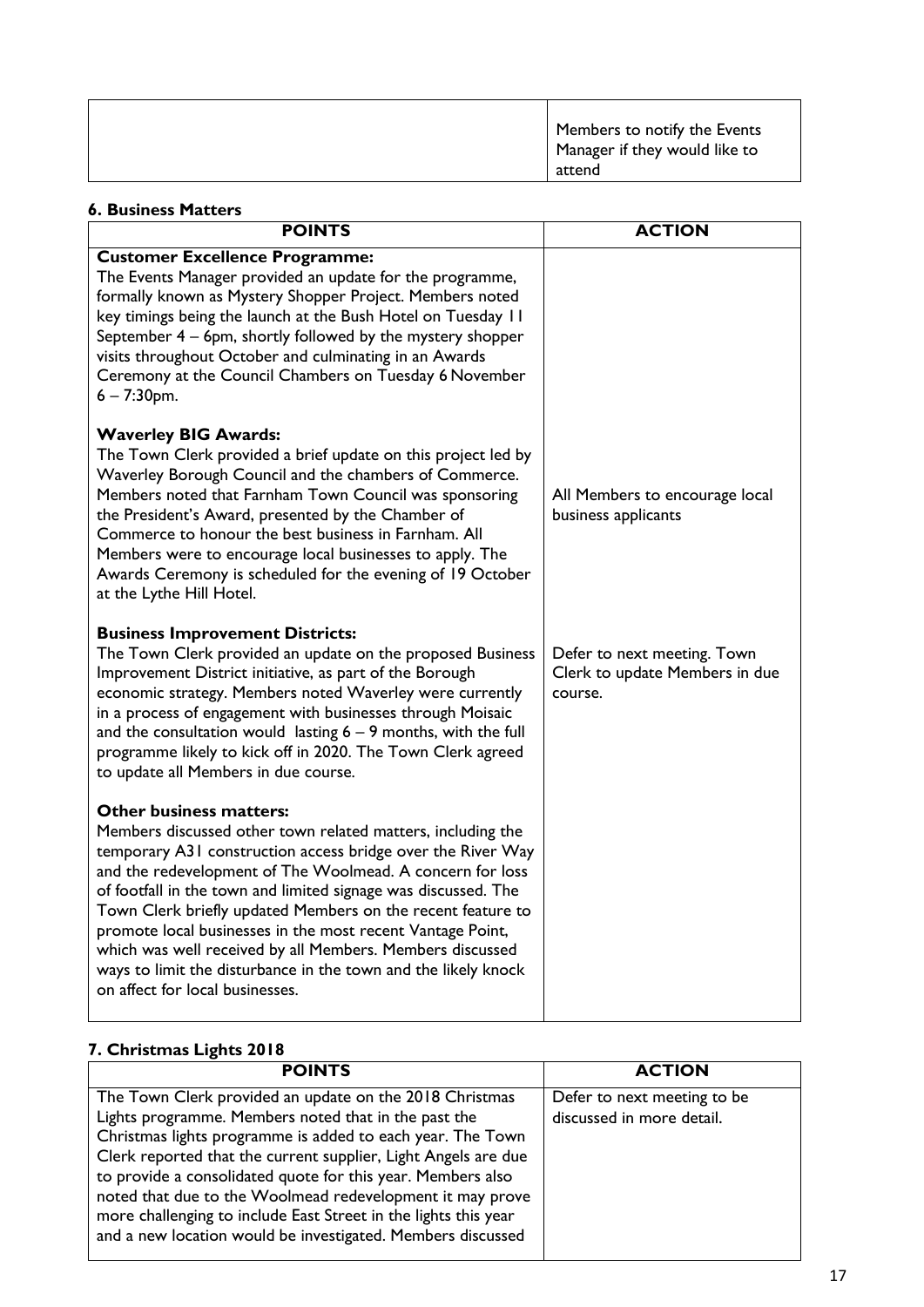| | |
|---|---|
| | Members to notify the Events Manager if they would like to attend |

**6. Business Matters**

| POINTS | ACTION |
|---|---|
| **Customer Excellence Programme:** The Events Manager provided an update for the programme, formally known as Mystery Shopper Project. Members noted key timings being the launch at the Bush Hotel on Tuesday 11 September 4 – 6pm, shortly followed by the mystery shopper visits throughout October and culminating in an Awards Ceremony at the Council Chambers on Tuesday 6 November 6 – 7:30pm. | |
| **Waverley BIG Awards:** The Town Clerk provided a brief update on this project led by Waverley Borough Council and the chambers of Commerce. Members noted that Farnham Town Council was sponsoring the President's Award, presented by the Chamber of Commerce to honour the best business in Farnham. All Members were to encourage local businesses to apply. The Awards Ceremony is scheduled for the evening of 19 October at the Lythe Hill Hotel. | All Members to encourage local business applicants |
| **Business Improvement Districts:** The Town Clerk provided an update on the proposed Business Improvement District initiative, as part of the Borough economic strategy. Members noted Waverley were currently in a process of engagement with businesses through Moisaic and the consultation would lasting 6 – 9 months, with the full programme likely to kick off in 2020. The Town Clerk agreed to update all Members in due course. | Defer to next meeting. Town Clerk to update Members in due course. |
| **Other business matters:** Members discussed other town related matters, including the temporary A31 construction access bridge over the River Way and the redevelopment of The Woolmead. A concern for loss of footfall in the town and limited signage was discussed. The Town Clerk briefly updated Members on the recent feature to promote local businesses in the most recent Vantage Point, which was well received by all Members. Members discussed ways to limit the disturbance in the town and the likely knock on affect for local businesses. | |

**7. Christmas Lights 2018**

| POINTS | ACTION |
|---|---|
| The Town Clerk provided an update on the 2018 Christmas Lights programme. Members noted that in the past the Christmas lights programme is added to each year. The Town Clerk reported that the current supplier, Light Angels are due to provide a consolidated quote for this year. Members also noted that due to the Woolmead redevelopment it may prove more challenging to include East Street in the lights this year and a new location would be investigated. Members discussed | Defer to next meeting to be discussed in more detail. |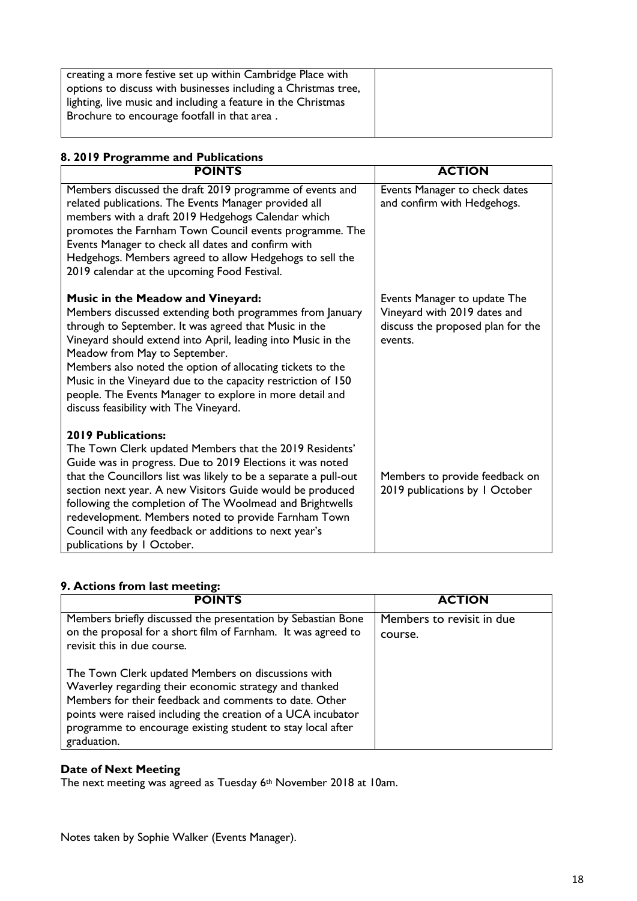| | |
|---|---|
| creating a more festive set up within Cambridge Place with options to discuss with businesses including a Christmas tree, lighting, live music and including a feature in the Christmas Brochure to encourage footfall in that area . | |

**8. 2019 Programme and Publications**

| POINTS | ACTION |
|---|---|
| Members discussed the draft 2019 programme of events and related publications. The Events Manager provided all members with a draft 2019 Hedgehogs Calendar which promotes the Farnham Town Council events programme. The Events Manager to check all dates and confirm with Hedgehogs. Members agreed to allow Hedgehogs to sell the 2019 calendar at the upcoming Food Festival. | Events Manager to check dates and confirm with Hedgehogs. |
| **Music in the Meadow and Vineyard:** Members discussed extending both programmes from January through to September. It was agreed that Music in the Vineyard should extend into April, leading into Music in the Meadow from May to September. Members also noted the option of allocating tickets to the Music in the Vineyard due to the capacity restriction of 150 people. The Events Manager to explore in more detail and discuss feasibility with The Vineyard. | Events Manager to update The Vineyard with 2019 dates and discuss the proposed plan for the events. |
| **2019 Publications:** The Town Clerk updated Members that the 2019 Residents' Guide was in progress. Due to 2019 Elections it was noted that the Councillors list was likely to be a separate a pull-out section next year. A new Visitors Guide would be produced following the completion of The Woolmead and Brightwells redevelopment. Members noted to provide Farnham Town Council with any feedback or additions to next year's publications by 1 October. | Members to provide feedback on 2019 publications by 1 October |

**9. Actions from last meeting:**

| POINTS | ACTION |
|---|---|
| Members briefly discussed the presentation by Sebastian Bone on the proposal for a short film of Farnham. It was agreed to revisit this in due course. | Members to revisit in due course. |
| The Town Clerk updated Members on discussions with Waverley regarding their economic strategy and thanked Members for their feedback and comments to date. Other points were raised including the creation of a UCA incubator programme to encourage existing student to stay local after graduation. | |

**Date of Next Meeting**

The next meeting was agreed as Tuesday 6th November 2018 at 10am.

Notes taken by Sophie Walker (Events Manager).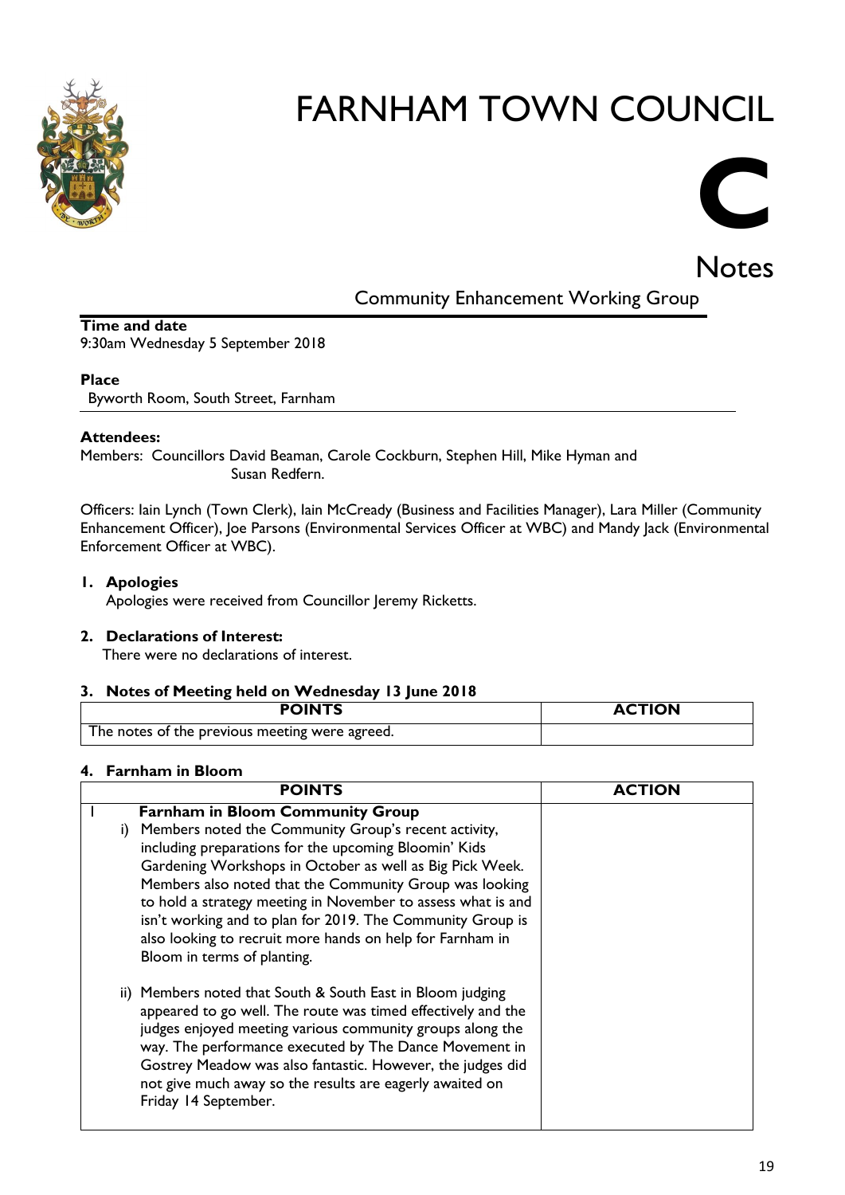# FARNHAM TOWN COUNCIL

# C

## Notes

### Community Enhancement Working Group

**Time and date**
9:30am Wednesday 5 September 2018

**Place**
Byworth Room, South Street, Farnham

**Attendees:**
Members: Councillors David Beaman, Carole Cockburn, Stephen Hill, Mike Hyman and Susan Redfern.

Officers: Iain Lynch (Town Clerk), Iain McCready (Business and Facilities Manager), Lara Miller (Community Enhancement Officer), Joe Parsons (Environmental Services Officer at WBC) and Mandy Jack (Environmental Enforcement Officer at WBC).

**1. Apologies**
Apologies were received from Councillor Jeremy Ricketts.

**2. Declarations of Interest:**
There were no declarations of interest.

**3. Notes of Meeting held on Wednesday 13 June 2018**

| POINTS | ACTION |
|---|---|
| The notes of the previous meeting were agreed. | |

**4. Farnham in Bloom**

| POINTS | ACTION |
|---|---|
| 1 **Farnham in Bloom Community Group**<br>i) Members noted the Community Group's recent activity, including preparations for the upcoming Bloomin' Kids Gardening Workshops in October as well as Big Pick Week. Members also noted that the Community Group was looking to hold a strategy meeting in November to assess what is and isn't working and to plan for 2019. The Community Group is also looking to recruit more hands on help for Farnham in Bloom in terms of planting.<br><br>ii) Members noted that South & South East in Bloom judging appeared to go well. The route was timed effectively and the judges enjoyed meeting various community groups along the way. The performance executed by The Dance Movement in Gostrey Meadow was also fantastic. However, the judges did not give much away so the results are eagerly awaited on Friday 14 September. | |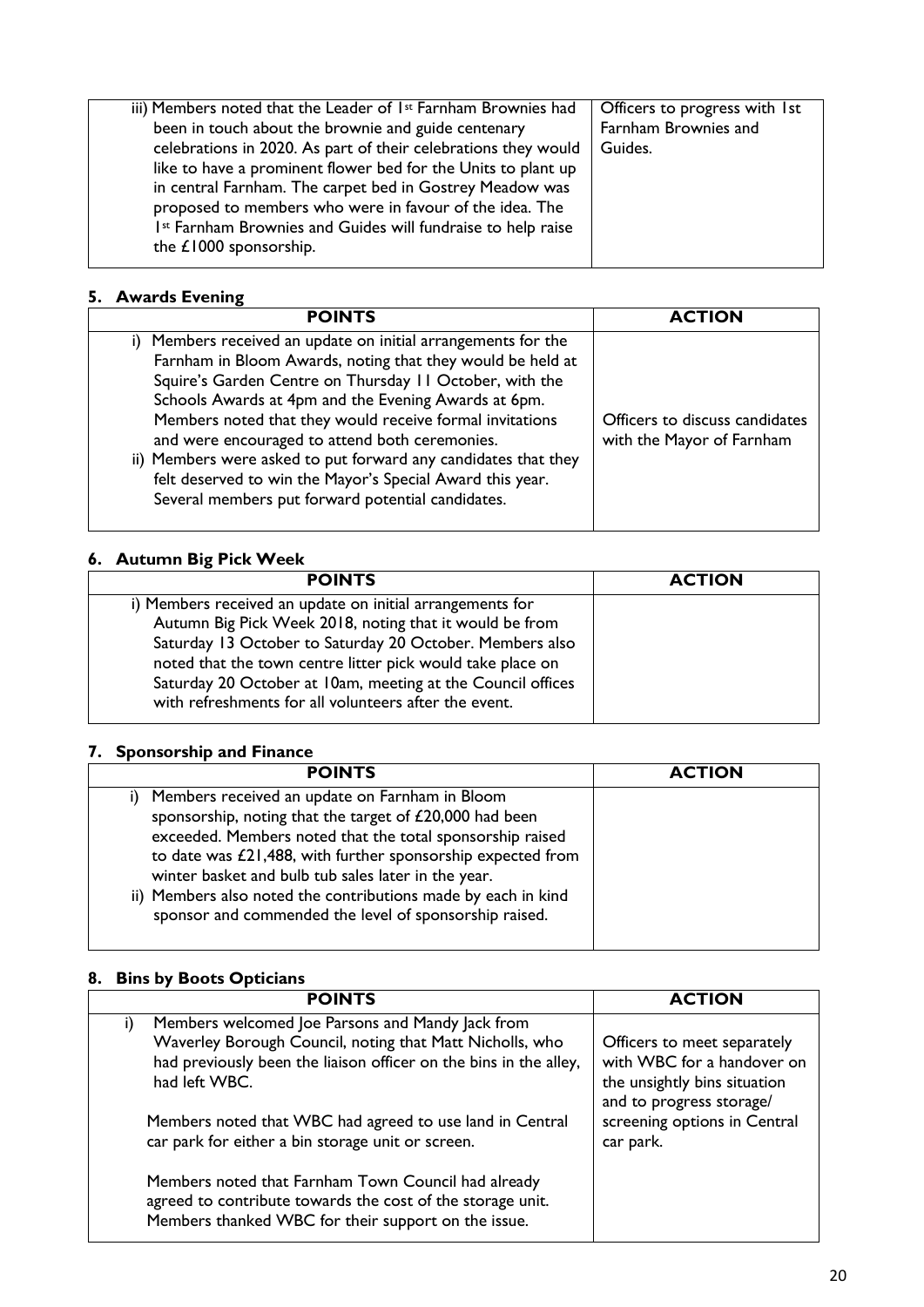| | |
|---|---|
| iii) Members noted that the Leader of 1st Farnham Brownies had been in touch about the brownie and guide centenary celebrations in 2020. As part of their celebrations they would like to have a prominent flower bed for the Units to plant up in central Farnham. The carpet bed in Gostrey Meadow was proposed to members who were in favour of the idea. The 1st Farnham Brownies and Guides will fundraise to help raise the £1000 sponsorship. | Officers to progress with 1st Farnham Brownies and Guides. |

## 5. Awards Evening

| POINTS | ACTION |
|---|---|
| i) Members received an update on initial arrangements for the Farnham in Bloom Awards, noting that they would be held at Squire's Garden Centre on Thursday 11 October, with the Schools Awards at 4pm and the Evening Awards at 6pm. Members noted that they would receive formal invitations and were encouraged to attend both ceremonies.<br>ii) Members were asked to put forward any candidates that they felt deserved to win the Mayor's Special Award this year. Several members put forward potential candidates. | Officers to discuss candidates with the Mayor of Farnham |

## 6. Autumn Big Pick Week

| POINTS | ACTION |
|---|---|
| i) Members received an update on initial arrangements for Autumn Big Pick Week 2018, noting that it would be from Saturday 13 October to Saturday 20 October. Members also noted that the town centre litter pick would take place on Saturday 20 October at 10am, meeting at the Council offices with refreshments for all volunteers after the event. | |

## 7. Sponsorship and Finance

| POINTS | ACTION |
|---|---|
| i) Members received an update on Farnham in Bloom sponsorship, noting that the target of £20,000 had been exceeded. Members noted that the total sponsorship raised to date was £21,488, with further sponsorship expected from winter basket and bulb tub sales later in the year.<br>ii) Members also noted the contributions made by each in kind sponsor and commended the level of sponsorship raised. | |

## 8. Bins by Boots Opticians

| POINTS | ACTION |
|---|---|
| i) Members welcomed Joe Parsons and Mandy Jack from Waverley Borough Council, noting that Matt Nicholls, who had previously been the liaison officer on the bins in the alley, had left WBC.<br><br>Members noted that WBC had agreed to use land in Central car park for either a bin storage unit or screen.<br><br>Members noted that Farnham Town Council had already agreed to contribute towards the cost of the storage unit. Members thanked WBC for their support on the issue. | Officers to meet separately with WBC for a handover on the unsightly bins situation and to progress storage/ screening options in Central car park. |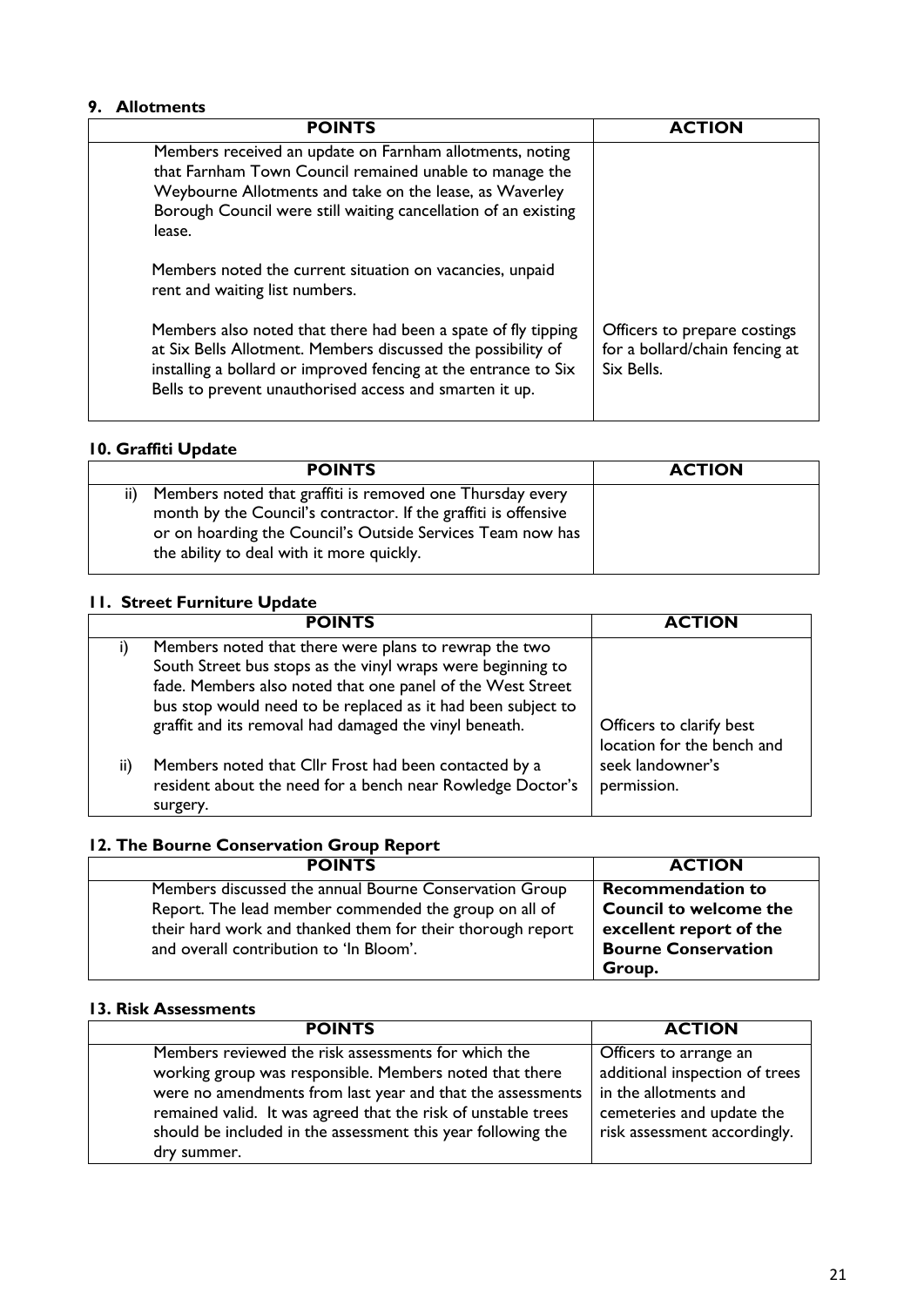### 9. Allotments

| POINTS | ACTION |
|---|---|
| Members received an update on Farnham allotments, noting that Farnham Town Council remained unable to manage the Weybourne Allotments and take on the lease, as Waverley Borough Council were still waiting cancellation of an existing lease.<br><br>Members noted the current situation on vacancies, unpaid rent and waiting list numbers.<br><br>Members also noted that there had been a spate of fly tipping at Six Bells Allotment. Members discussed the possibility of installing a bollard or improved fencing at the entrance to Six Bells to prevent unauthorised access and smarten it up. | Officers to prepare costings for a bollard/chain fencing at Six Bells. |

### 10. Graffiti Update

| POINTS | ACTION |
|---|---|
| ii) Members noted that graffiti is removed one Thursday every month by the Council's contractor. If the graffiti is offensive or on hoarding the Council's Outside Services Team now has the ability to deal with it more quickly. | |

### 11. Street Furniture Update

| | POINTS | ACTION |
|---|---|---|
| i) | Members noted that there were plans to rewrap the two South Street bus stops as the vinyl wraps were beginning to fade. Members also noted that one panel of the West Street bus stop would need to be replaced as it had been subject to graffit and its removal had damaged the vinyl beneath. | Officers to clarify best location for the bench and seek landowner's permission. |
| ii) | Members noted that Cllr Frost had been contacted by a resident about the need for a bench near Rowledge Doctor's surgery. | |

### 12. The Bourne Conservation Group Report

| POINTS | ACTION |
|---|---|
| Members discussed the annual Bourne Conservation Group Report. The lead member commended the group on all of their hard work and thanked them for their thorough report and overall contribution to 'In Bloom'. | **Recommendation to Council to welcome the excellent report of the Bourne Conservation Group.** |

### 13. Risk Assessments

| POINTS | ACTION |
|---|---|
| Members reviewed the risk assessments for which the working group was responsible. Members noted that there were no amendments from last year and that the assessments remained valid. It was agreed that the risk of unstable trees should be included in the assessment this year following the dry summer. | Officers to arrange an additional inspection of trees in the allotments and cemeteries and update the risk assessment accordingly. |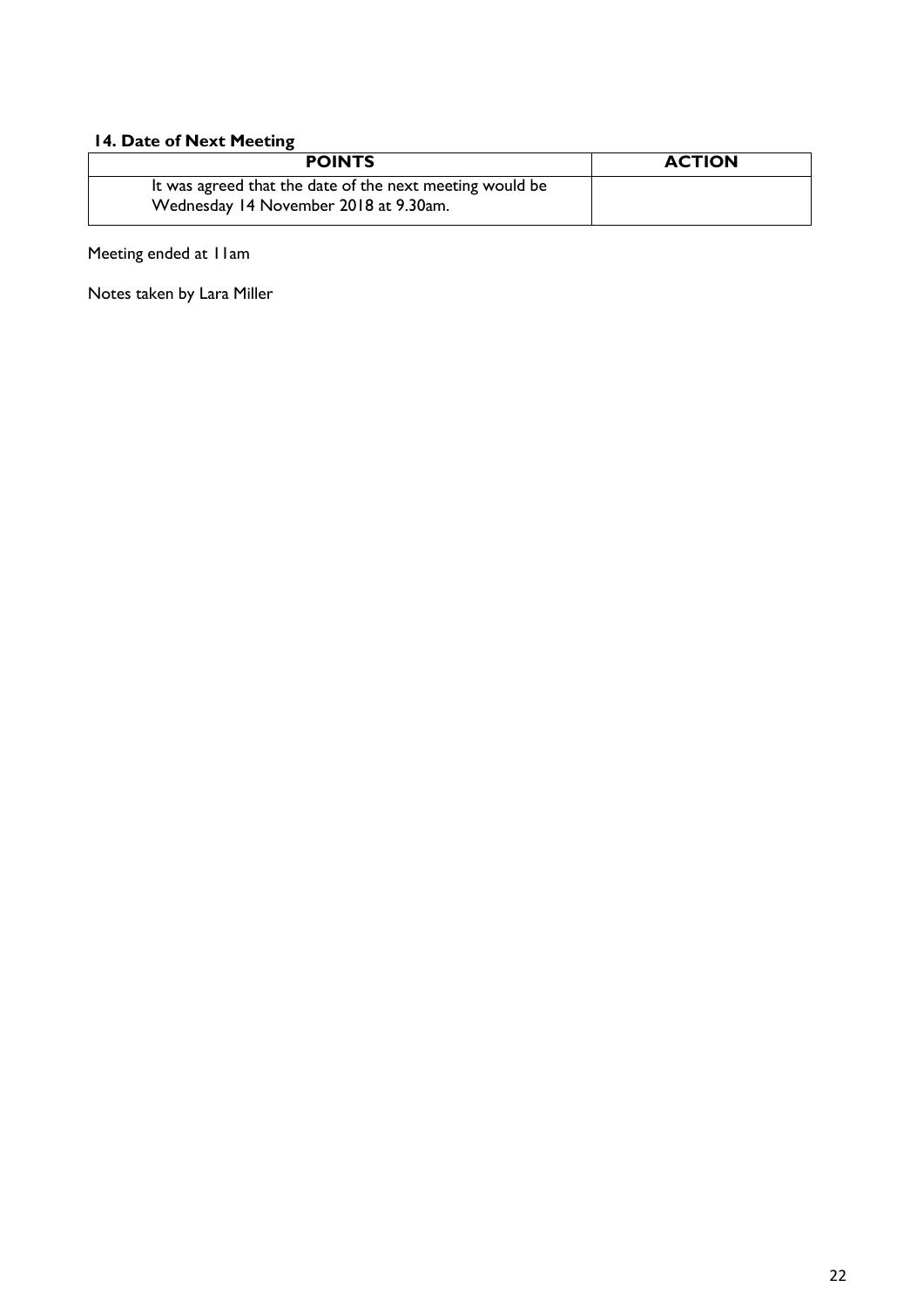**14. Date of Next Meeting**

| POINTS | ACTION |
|---|---|
| It was agreed that the date of the next meeting would be Wednesday 14 November 2018 at 9.30am. | |

Meeting ended at 11am

Notes taken by Lara Miller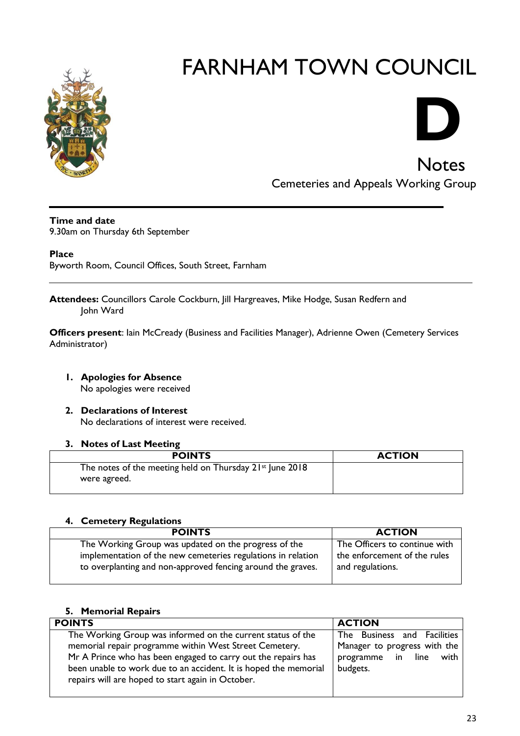# FARNHAM TOWN COUNCIL

# D

## Notes

Cemeteries and Appeals Working Group

**Time and date**
9.30am on Thursday 6th September

**Place**
Byworth Room, Council Offices, South Street, Farnham

**Attendees:** Councillors Carole Cockburn, Jill Hargreaves, Mike Hodge, Susan Redfern and John Ward

**Officers present**: Iain McCready (Business and Facilities Manager), Adrienne Owen (Cemetery Services Administrator)

1. **Apologies for Absence**
   No apologies were received

2. **Declarations of Interest**
   No declarations of interest were received.

3. **Notes of Last Meeting**

| POINTS | ACTION |
|---|---|
| The notes of the meeting held on Thursday 21st June 2018 were agreed. | |

4. **Cemetery Regulations**

| POINTS | ACTION |
|---|---|
| The Working Group was updated on the progress of the implementation of the new cemeteries regulations in relation to overplanting and non-approved fencing around the graves. | The Officers to continue with the enforcement of the rules and regulations. |

5. **Memorial Repairs**

| POINTS | ACTION |
|---|---|
| The Working Group was informed on the current status of the memorial repair programme within West Street Cemetery. Mr A Prince who has been engaged to carry out the repairs has been unable to work due to an accident. It is hoped the memorial repairs will are hoped to start again in October. | The Business and Facilities Manager to progress with the programme in line with budgets. |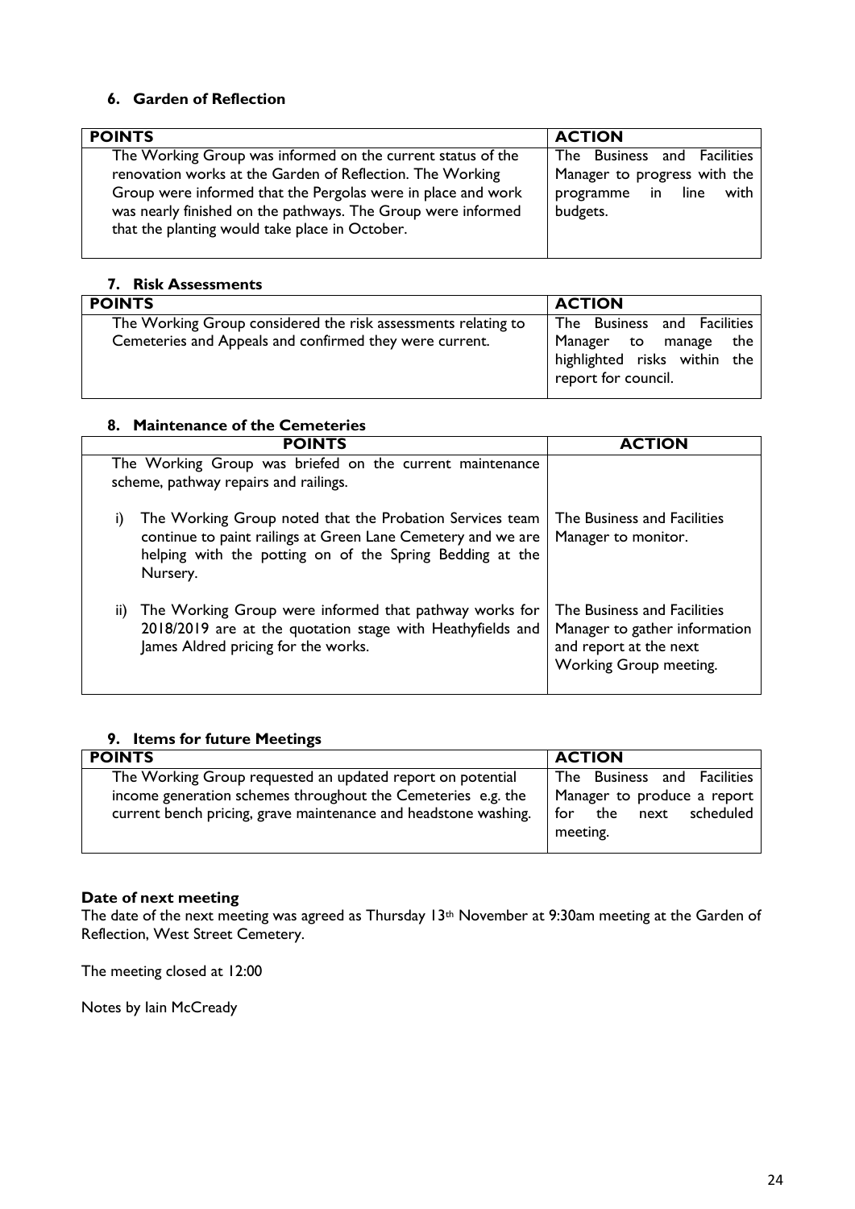### 6. Garden of Reflection

| POINTS | ACTION |
|---|---|
| The Working Group was informed on the current status of the renovation works at the Garden of Reflection. The Working Group were informed that the Pergolas were in place and work was nearly finished on the pathways. The Group were informed that the planting would take place in October. | The Business and Facilities Manager to progress with the programme in line with budgets. |

### 7. Risk Assessments

| POINTS | ACTION |
|---|---|
| The Working Group considered the risk assessments relating to Cemeteries and Appeals and confirmed they were current. | The Business and Facilities Manager to manage the highlighted risks within the report for council. |

### 8. Maintenance of the Cemeteries

| POINTS | ACTION |
|---|---|
| The Working Group was briefed on the current maintenance scheme, pathway repairs and railings. | |
| i) The Working Group noted that the Probation Services team continue to paint railings at Green Lane Cemetery and we are helping with the potting on of the Spring Bedding at the Nursery. | The Business and Facilities Manager to monitor. |
| ii) The Working Group were informed that pathway works for 2018/2019 are at the quotation stage with Heathyfields and James Aldred pricing for the works. | The Business and Facilities Manager to gather information and report at the next Working Group meeting. |

### 9. Items for future Meetings

| POINTS | ACTION |
|---|---|
| The Working Group requested an updated report on potential income generation schemes throughout the Cemeteries e.g. the current bench pricing, grave maintenance and headstone washing. | The Business and Facilities Manager to produce a report for the next scheduled meeting. |

**Date of next meeting**

The date of the next meeting was agreed as Thursday 13th November at 9:30am meeting at the Garden of Reflection, West Street Cemetery.

The meeting closed at 12:00

Notes by Iain McCready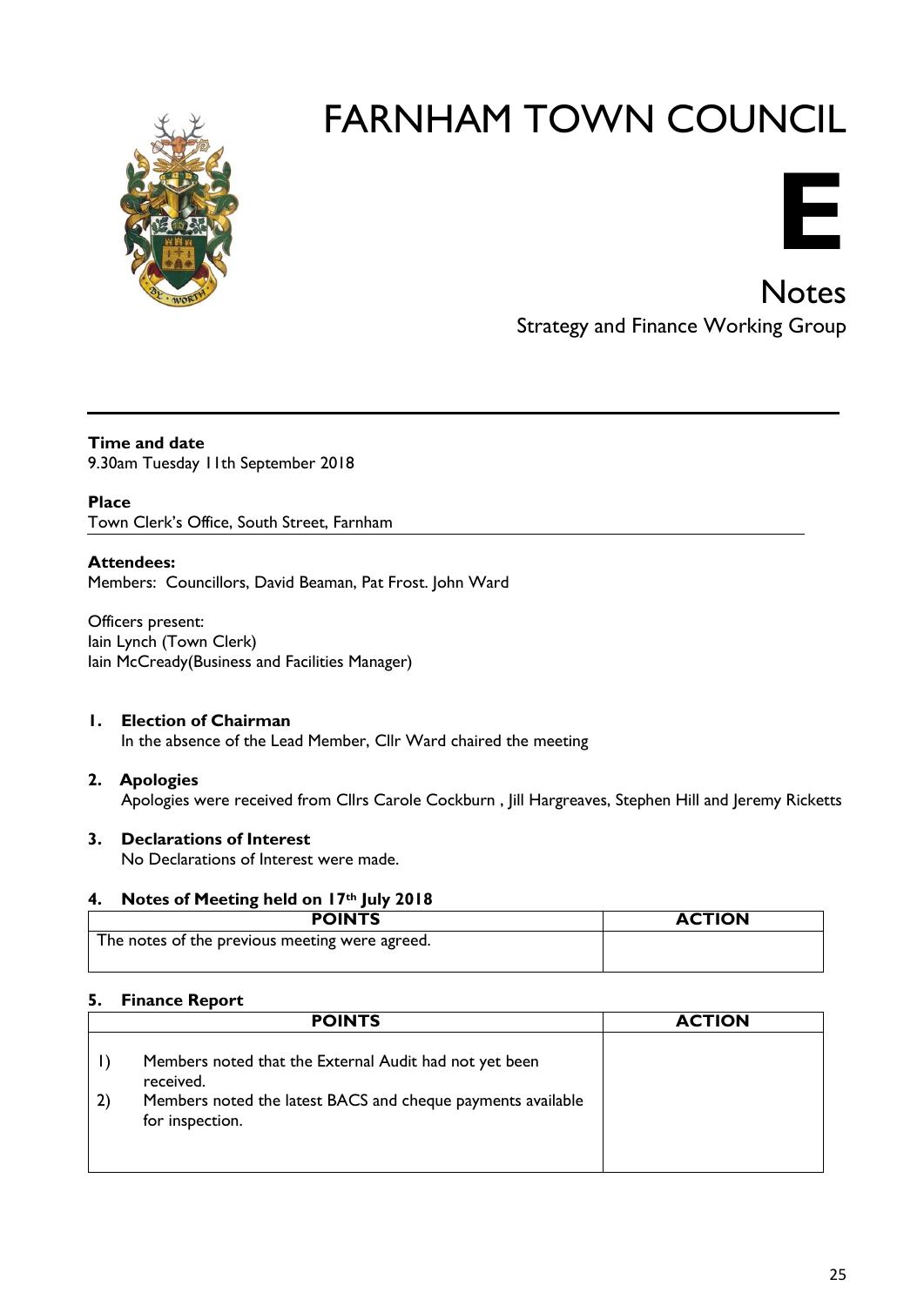# FARNHAM TOWN COUNCIL

**E**

## Notes

Strategy and Finance Working Group

---

**Time and date**
9.30am Tuesday 11th September 2018

**Place**
Town Clerk's Office, South Street, Farnham

**Attendees:**
Members: Councillors, David Beaman, Pat Frost. John Ward

Officers present:
Iain Lynch (Town Clerk)
Iain McCready(Business and Facilities Manager)

**1. Election of Chairman**
In the absence of the Lead Member, Cllr Ward chaired the meeting

**2. Apologies**
Apologies were received from Cllrs Carole Cockburn , Jill Hargreaves, Stephen Hill and Jeremy Ricketts

**3. Declarations of Interest**
No Declarations of Interest were made.

**4. Notes of Meeting held on 17th July 2018**

| POINTS | ACTION |
|---|---|
| The notes of the previous meeting were agreed. | |

**5. Finance Report**

| POINTS | ACTION |
|---|---|
| 1) Members noted that the External Audit had not yet been received.<br>2) Members noted the latest BACS and cheque payments available for inspection. | |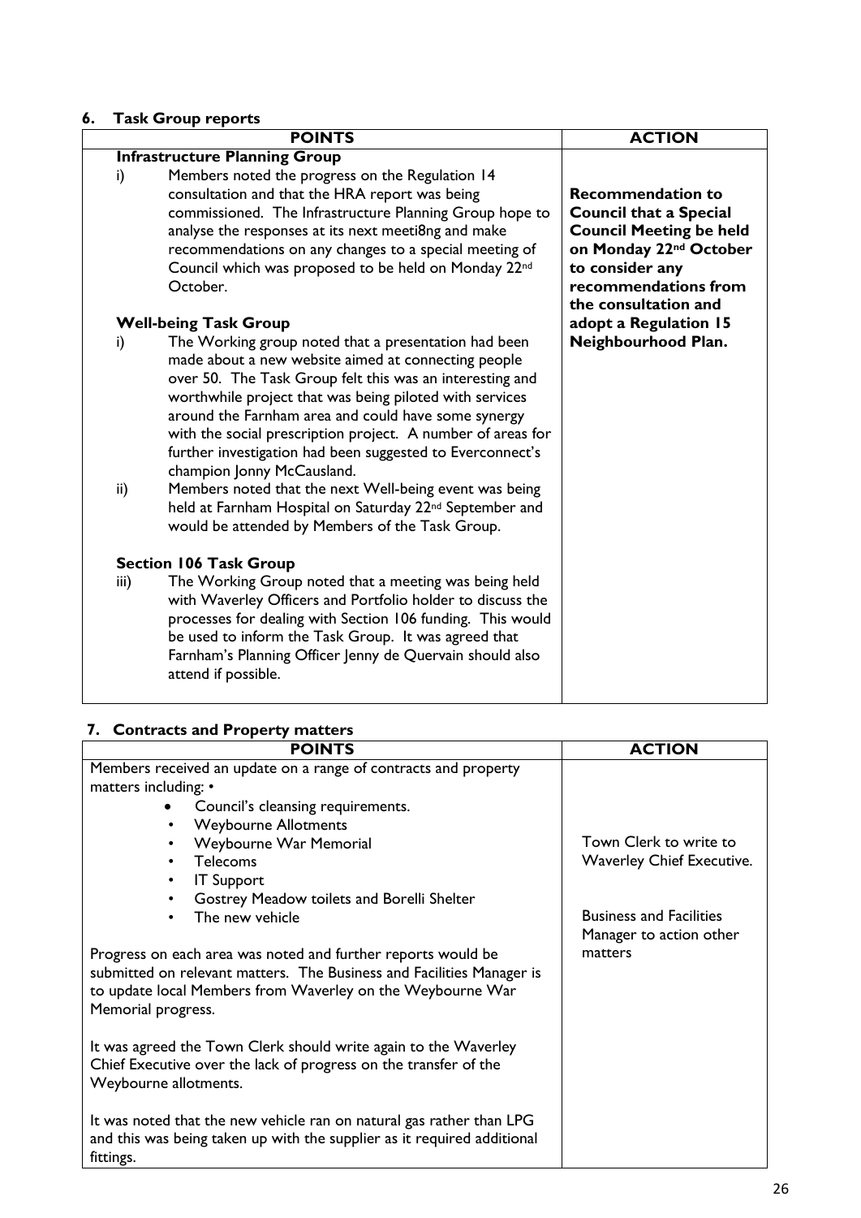## 6. Task Group reports

| POINTS | ACTION |
| --- | --- |
| **Infrastructure Planning Group**<br>i) Members noted the progress on the Regulation 14 consultation and that the HRA report was being commissioned. The Infrastructure Planning Group hope to analyse the responses at its next meeti8ng and make recommendations on any changes to a special meeting of Council which was proposed to be held on Monday 22nd October.<br><br>**Well-being Task Group**<br>i) The Working group noted that a presentation had been made about a new website aimed at connecting people over 50. The Task Group felt this was an interesting and worthwhile project that was being piloted with services around the Farnham area and could have some synergy with the social prescription project. A number of areas for further investigation had been suggested to Everconnect's champion Jonny McCausland.<br>ii) Members noted that the next Well-being event was being held at Farnham Hospital on Saturday 22nd September and would be attended by Members of the Task Group.<br><br>**Section 106 Task Group**<br>iii) The Working Group noted that a meeting was being held with Waverley Officers and Portfolio holder to discuss the processes for dealing with Section 106 funding. This would be used to inform the Task Group. It was agreed that Farnham's Planning Officer Jenny de Quervain should also attend if possible. | **Recommendation to Council that a Special Council Meeting be held on Monday 22nd October to consider any recommendations from the consultation and adopt a Regulation 15 Neighbourhood Plan.** |

## 7. Contracts and Property matters

| POINTS | ACTION |
| --- | --- |
| Members received an update on a range of contracts and property matters including: •<br>• Council's cleansing requirements.<br>• Weybourne Allotments<br>• Weybourne War Memorial<br>• Telecoms<br>• IT Support<br>• Gostrey Meadow toilets and Borelli Shelter<br>• The new vehicle<br><br>Progress on each area was noted and further reports would be submitted on relevant matters. The Business and Facilities Manager is to update local Members from Waverley on the Weybourne War Memorial progress.<br><br>It was agreed the Town Clerk should write again to the Waverley Chief Executive over the lack of progress on the transfer of the Weybourne allotments.<br><br>It was noted that the new vehicle ran on natural gas rather than LPG and this was being taken up with the supplier as it required additional fittings. | Town Clerk to write to Waverley Chief Executive.<br><br>Business and Facilities Manager to action other matters |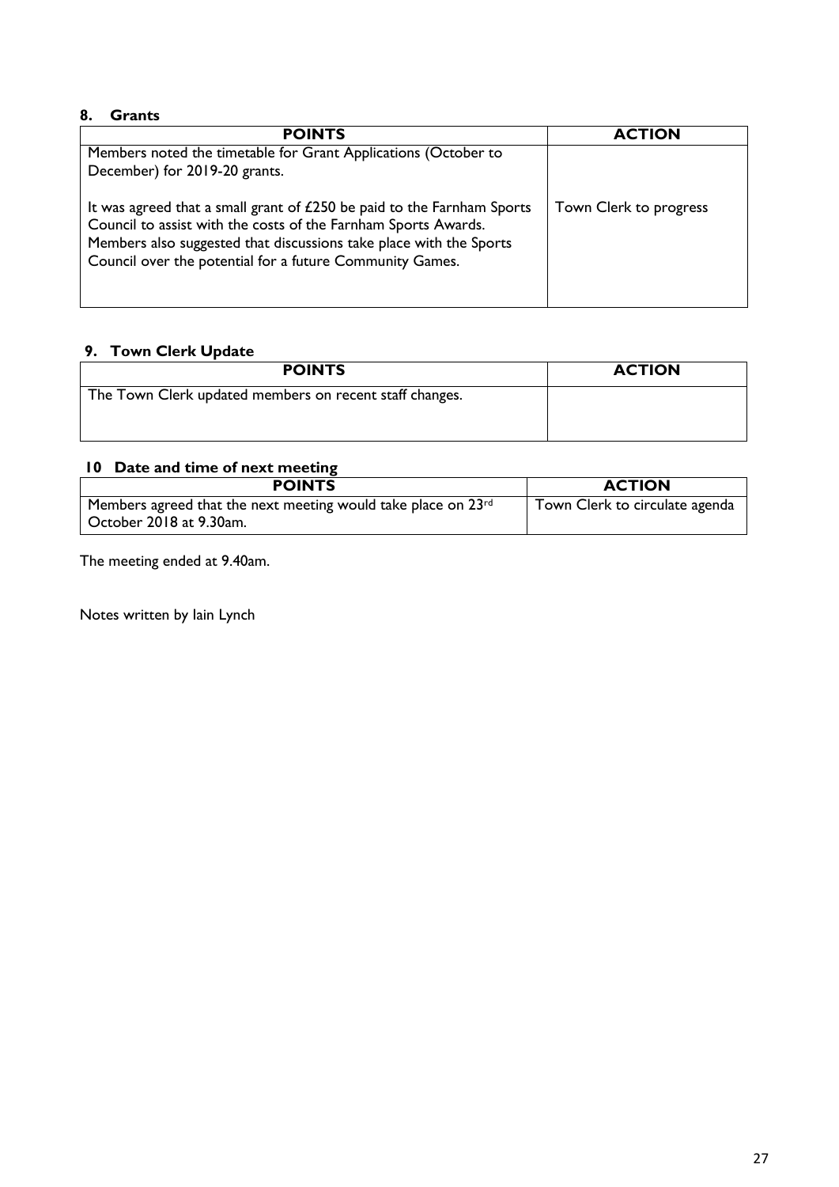## 8. Grants

| POINTS | ACTION |
|---|---|
| Members noted the timetable for Grant Applications (October to December) for 2019-20 grants.<br><br>It was agreed that a small grant of £250 be paid to the Farnham Sports Council to assist with the costs of the Farnham Sports Awards. Members also suggested that discussions take place with the Sports Council over the potential for a future Community Games. | Town Clerk to progress |

## 9. Town Clerk Update

| POINTS | ACTION |
|---|---|
| The Town Clerk updated members on recent staff changes. | |

## 10 Date and time of next meeting

| POINTS | ACTION |
|---|---|
| Members agreed that the next meeting would take place on 23rd October 2018 at 9.30am. | Town Clerk to circulate agenda |

The meeting ended at 9.40am.

Notes written by Iain Lynch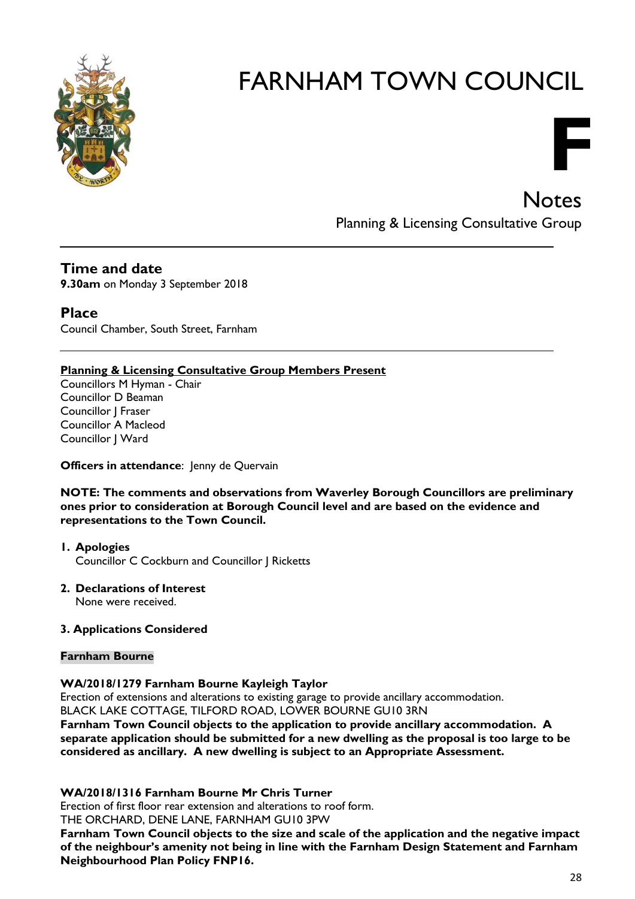# FARNHAM TOWN COUNCIL

## Notes

Planning & Licensing Consultative Group

---

## Time and date

**9.30am** on Monday 3 September 2018

## Place

Council Chamber, South Street, Farnham

---

**Planning & Licensing Consultative Group Members Present**

Councillors M Hyman - Chair
Councillor D Beaman
Councillor J Fraser
Councillor A Macleod
Councillor J Ward

**Officers in attendance**: Jenny de Quervain

**NOTE: The comments and observations from Waverley Borough Councillors are preliminary ones prior to consideration at Borough Council level and are based on the evidence and representations to the Town Council.**

1. **Apologies**
   Councillor C Cockburn and Councillor J Ricketts

2. **Declarations of Interest**
   None were received.

3. **Applications Considered**

**Farnham Bourne**

**WA/2018/1279 Farnham Bourne Kayleigh Taylor**
Erection of extensions and alterations to existing garage to provide ancillary accommodation.
BLACK LAKE COTTAGE, TILFORD ROAD, LOWER BOURNE GU10 3RN
**Farnham Town Council objects to the application to provide ancillary accommodation. A separate application should be submitted for a new dwelling as the proposal is too large to be considered as ancillary. A new dwelling is subject to an Appropriate Assessment.**

**WA/2018/1316 Farnham Bourne Mr Chris Turner**
Erection of first floor rear extension and alterations to roof form.
THE ORCHARD, DENE LANE, FARNHAM GU10 3PW
**Farnham Town Council objects to the size and scale of the application and the negative impact of the neighbour's amenity not being in line with the Farnham Design Statement and Farnham Neighbourhood Plan Policy FNP16.**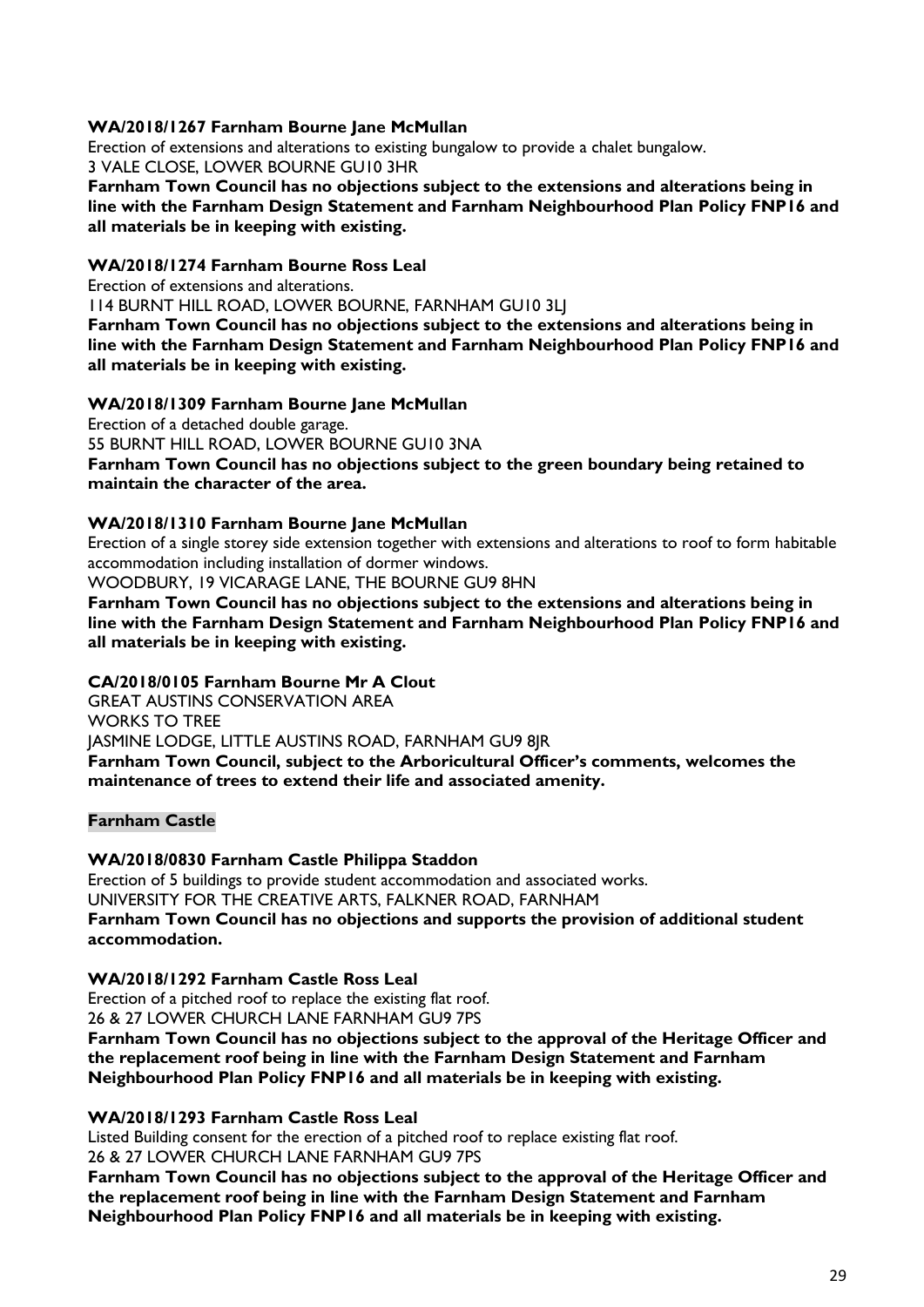**WA/2018/1267 Farnham Bourne Jane McMullan**

Erection of extensions and alterations to existing bungalow to provide a chalet bungalow.
3 VALE CLOSE, LOWER BOURNE GU10 3HR

**Farnham Town Council has no objections subject to the extensions and alterations being in line with the Farnham Design Statement and Farnham Neighbourhood Plan Policy FNP16 and all materials be in keeping with existing.**

**WA/2018/1274 Farnham Bourne Ross Leal**

Erection of extensions and alterations.
114 BURNT HILL ROAD, LOWER BOURNE, FARNHAM GU10 3LJ

**Farnham Town Council has no objections subject to the extensions and alterations being in line with the Farnham Design Statement and Farnham Neighbourhood Plan Policy FNP16 and all materials be in keeping with existing.**

**WA/2018/1309 Farnham Bourne Jane McMullan**

Erection of a detached double garage.
55 BURNT HILL ROAD, LOWER BOURNE GU10 3NA

**Farnham Town Council has no objections subject to the green boundary being retained to maintain the character of the area.**

**WA/2018/1310 Farnham Bourne Jane McMullan**

Erection of a single storey side extension together with extensions and alterations to roof to form habitable accommodation including installation of dormer windows.
WOODBURY, 19 VICARAGE LANE, THE BOURNE GU9 8HN

**Farnham Town Council has no objections subject to the extensions and alterations being in line with the Farnham Design Statement and Farnham Neighbourhood Plan Policy FNP16 and all materials be in keeping with existing.**

**CA/2018/0105 Farnham Bourne Mr A Clout**

GREAT AUSTINS CONSERVATION AREA
WORKS TO TREE
JASMINE LODGE, LITTLE AUSTINS ROAD, FARNHAM GU9 8JR

**Farnham Town Council, subject to the Arboricultural Officer's comments, welcomes the maintenance of trees to extend their life and associated amenity.**

**Farnham Castle**

**WA/2018/0830 Farnham Castle Philippa Staddon**

Erection of 5 buildings to provide student accommodation and associated works.
UNIVERSITY FOR THE CREATIVE ARTS, FALKNER ROAD, FARNHAM

**Farnham Town Council has no objections and supports the provision of additional student accommodation.**

**WA/2018/1292 Farnham Castle Ross Leal**

Erection of a pitched roof to replace the existing flat roof.
26 & 27 LOWER CHURCH LANE FARNHAM GU9 7PS

**Farnham Town Council has no objections subject to the approval of the Heritage Officer and the replacement roof being in line with the Farnham Design Statement and Farnham Neighbourhood Plan Policy FNP16 and all materials be in keeping with existing.**

**WA/2018/1293 Farnham Castle Ross Leal**

Listed Building consent for the erection of a pitched roof to replace existing flat roof.
26 & 27 LOWER CHURCH LANE FARNHAM GU9 7PS

**Farnham Town Council has no objections subject to the approval of the Heritage Officer and the replacement roof being in line with the Farnham Design Statement and Farnham Neighbourhood Plan Policy FNP16 and all materials be in keeping with existing.**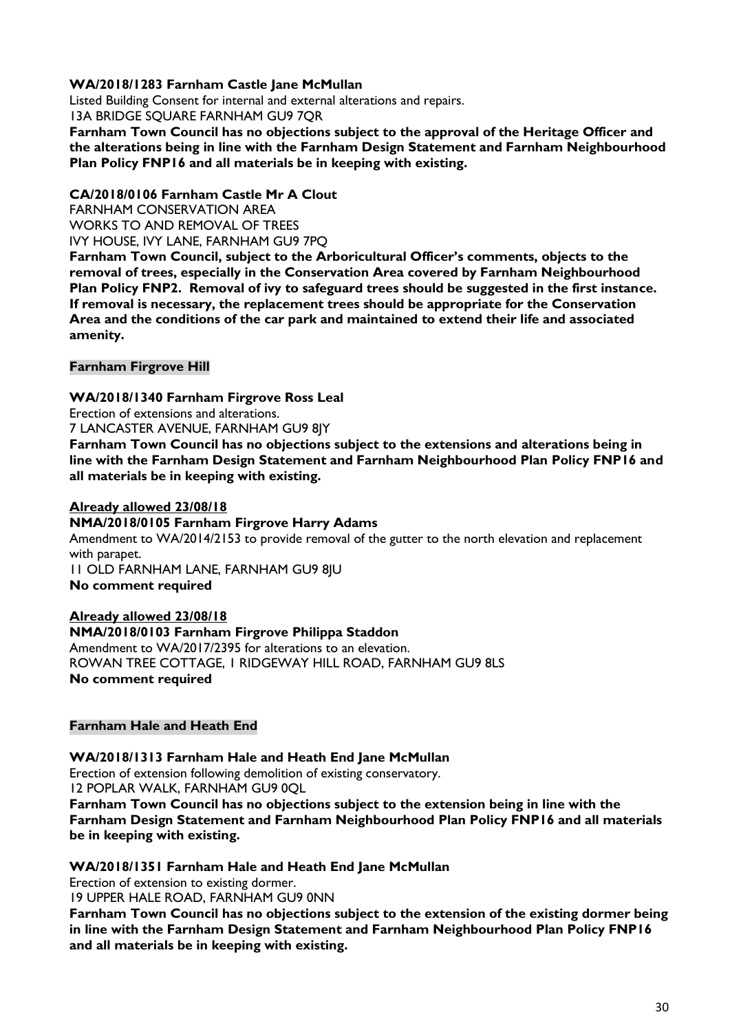**WA/2018/1283 Farnham Castle Jane McMullan**
Listed Building Consent for internal and external alterations and repairs.
13A BRIDGE SQUARE FARNHAM GU9 7QR
**Farnham Town Council has no objections subject to the approval of the Heritage Officer and the alterations being in line with the Farnham Design Statement and Farnham Neighbourhood Plan Policy FNP16 and all materials be in keeping with existing.**

**CA/2018/0106 Farnham Castle Mr A Clout**
FARNHAM CONSERVATION AREA
WORKS TO AND REMOVAL OF TREES
IVY HOUSE, IVY LANE, FARNHAM GU9 7PQ
**Farnham Town Council, subject to the Arboricultural Officer's comments, objects to the removal of trees, especially in the Conservation Area covered by Farnham Neighbourhood Plan Policy FNP2. Removal of ivy to safeguard trees should be suggested in the first instance. If removal is necessary, the replacement trees should be appropriate for the Conservation Area and the conditions of the car park and maintained to extend their life and associated amenity.**

**Farnham Firgrove Hill**

**WA/2018/1340 Farnham Firgrove Ross Leal**
Erection of extensions and alterations.
7 LANCASTER AVENUE, FARNHAM GU9 8JY
**Farnham Town Council has no objections subject to the extensions and alterations being in line with the Farnham Design Statement and Farnham Neighbourhood Plan Policy FNP16 and all materials be in keeping with existing.**

**Already allowed 23/08/18**
**NMA/2018/0105 Farnham Firgrove Harry Adams**
Amendment to WA/2014/2153 to provide removal of the gutter to the north elevation and replacement with parapet.
11 OLD FARNHAM LANE, FARNHAM GU9 8JU
**No comment required**

**Already allowed 23/08/18**
**NMA/2018/0103 Farnham Firgrove Philippa Staddon**
Amendment to WA/2017/2395 for alterations to an elevation.
ROWAN TREE COTTAGE, 1 RIDGEWAY HILL ROAD, FARNHAM GU9 8LS
**No comment required**

**Farnham Hale and Heath End**

**WA/2018/1313 Farnham Hale and Heath End Jane McMullan**
Erection of extension following demolition of existing conservatory.
12 POPLAR WALK, FARNHAM GU9 0QL
**Farnham Town Council has no objections subject to the extension being in line with the Farnham Design Statement and Farnham Neighbourhood Plan Policy FNP16 and all materials be in keeping with existing.**

**WA/2018/1351 Farnham Hale and Heath End Jane McMullan**
Erection of extension to existing dormer.
19 UPPER HALE ROAD, FARNHAM GU9 0NN
**Farnham Town Council has no objections subject to the extension of the existing dormer being in line with the Farnham Design Statement and Farnham Neighbourhood Plan Policy FNP16 and all materials be in keeping with existing.**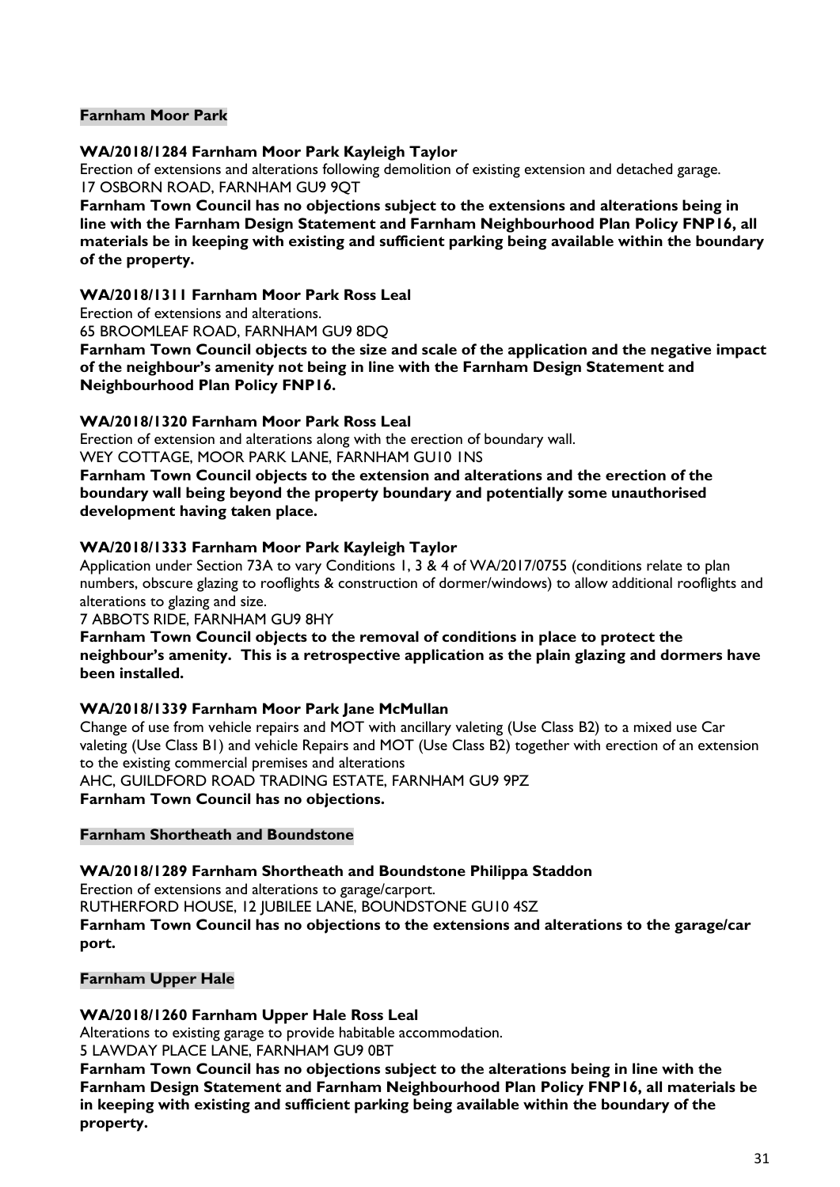**Farnham Moor Park**

**WA/2018/1284 Farnham Moor Park Kayleigh Taylor**

Erection of extensions and alterations following demolition of existing extension and detached garage.
17 OSBORN ROAD, FARNHAM GU9 9QT

**Farnham Town Council has no objections subject to the extensions and alterations being in line with the Farnham Design Statement and Farnham Neighbourhood Plan Policy FNP16, all materials be in keeping with existing and sufficient parking being available within the boundary of the property.**

**WA/2018/1311 Farnham Moor Park Ross Leal**

Erection of extensions and alterations.
65 BROOMLEAF ROAD, FARNHAM GU9 8DQ

**Farnham Town Council objects to the size and scale of the application and the negative impact of the neighbour's amenity not being in line with the Farnham Design Statement and Neighbourhood Plan Policy FNP16.**

**WA/2018/1320 Farnham Moor Park Ross Leal**

Erection of extension and alterations along with the erection of boundary wall.
WEY COTTAGE, MOOR PARK LANE, FARNHAM GU10 1NS

**Farnham Town Council objects to the extension and alterations and the erection of the boundary wall being beyond the property boundary and potentially some unauthorised development having taken place.**

**WA/2018/1333 Farnham Moor Park Kayleigh Taylor**

Application under Section 73A to vary Conditions 1, 3 & 4 of WA/2017/0755 (conditions relate to plan numbers, obscure glazing to rooflights & construction of dormer/windows) to allow additional rooflights and alterations to glazing and size.
7 ABBOTS RIDE, FARNHAM GU9 8HY

**Farnham Town Council objects to the removal of conditions in place to protect the neighbour's amenity. This is a retrospective application as the plain glazing and dormers have been installed.**

**WA/2018/1339 Farnham Moor Park Jane McMullan**

Change of use from vehicle repairs and MOT with ancillary valeting (Use Class B2) to a mixed use Car valeting (Use Class B1) and vehicle Repairs and MOT (Use Class B2) together with erection of an extension to the existing commercial premises and alterations
AHC, GUILDFORD ROAD TRADING ESTATE, FARNHAM GU9 9PZ

**Farnham Town Council has no objections.**

**Farnham Shortheath and Boundstone**

**WA/2018/1289 Farnham Shortheath and Boundstone Philippa Staddon**

Erection of extensions and alterations to garage/carport.
RUTHERFORD HOUSE, 12 JUBILEE LANE, BOUNDSTONE GU10 4SZ

**Farnham Town Council has no objections to the extensions and alterations to the garage/car port.**

**Farnham Upper Hale**

**WA/2018/1260 Farnham Upper Hale Ross Leal**

Alterations to existing garage to provide habitable accommodation.
5 LAWDAY PLACE LANE, FARNHAM GU9 0BT

**Farnham Town Council has no objections subject to the alterations being in line with the Farnham Design Statement and Farnham Neighbourhood Plan Policy FNP16, all materials be in keeping with existing and sufficient parking being available within the boundary of the property.**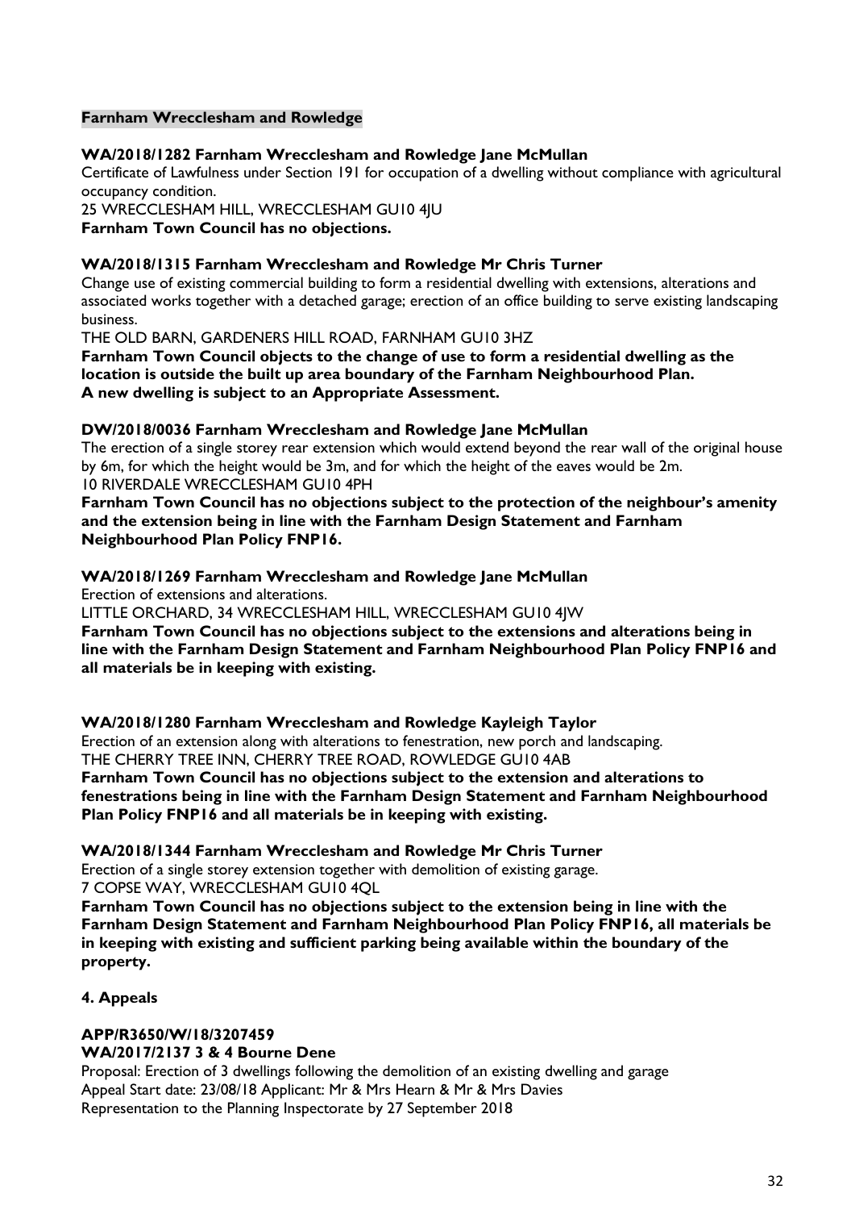**Farnham Wrecclesham and Rowledge**

**WA/2018/1282 Farnham Wrecclesham and Rowledge Jane McMullan**

Certificate of Lawfulness under Section 191 for occupation of a dwelling without compliance with agricultural occupancy condition.

25 WRECCLESHAM HILL, WRECCLESHAM GU10 4JU

**Farnham Town Council has no objections.**

**WA/2018/1315 Farnham Wrecclesham and Rowledge Mr Chris Turner**

Change use of existing commercial building to form a residential dwelling with extensions, alterations and associated works together with a detached garage; erection of an office building to serve existing landscaping business.

THE OLD BARN, GARDENERS HILL ROAD, FARNHAM GU10 3HZ

**Farnham Town Council objects to the change of use to form a residential dwelling as the location is outside the built up area boundary of the Farnham Neighbourhood Plan.**
**A new dwelling is subject to an Appropriate Assessment.**

**DW/2018/0036 Farnham Wrecclesham and Rowledge Jane McMullan**

The erection of a single storey rear extension which would extend beyond the rear wall of the original house by 6m, for which the height would be 3m, and for which the height of the eaves would be 2m.

10 RIVERDALE WRECCLESHAM GU10 4PH

**Farnham Town Council has no objections subject to the protection of the neighbour's amenity and the extension being in line with the Farnham Design Statement and Farnham Neighbourhood Plan Policy FNP16.**

**WA/2018/1269 Farnham Wrecclesham and Rowledge Jane McMullan**

Erection of extensions and alterations.

LITTLE ORCHARD, 34 WRECCLESHAM HILL, WRECCLESHAM GU10 4JW

**Farnham Town Council has no objections subject to the extensions and alterations being in line with the Farnham Design Statement and Farnham Neighbourhood Plan Policy FNP16 and all materials be in keeping with existing.**

**WA/2018/1280 Farnham Wrecclesham and Rowledge Kayleigh Taylor**

Erection of an extension along with alterations to fenestration, new porch and landscaping.

THE CHERRY TREE INN, CHERRY TREE ROAD, ROWLEDGE GU10 4AB

**Farnham Town Council has no objections subject to the extension and alterations to fenestrations being in line with the Farnham Design Statement and Farnham Neighbourhood Plan Policy FNP16 and all materials be in keeping with existing.**

**WA/2018/1344 Farnham Wrecclesham and Rowledge Mr Chris Turner**

Erection of a single storey extension together with demolition of existing garage.

7 COPSE WAY, WRECCLESHAM GU10 4QL

**Farnham Town Council has no objections subject to the extension being in line with the Farnham Design Statement and Farnham Neighbourhood Plan Policy FNP16, all materials be in keeping with existing and sufficient parking being available within the boundary of the property.**

**4. Appeals**

**APP/R3650/W/18/3207459**
**WA/2017/2137 3 & 4 Bourne Dene**

Proposal: Erection of 3 dwellings following the demolition of an existing dwelling and garage
Appeal Start date: 23/08/18 Applicant: Mr & Mrs Hearn & Mr & Mrs Davies
Representation to the Planning Inspectorate by 27 September 2018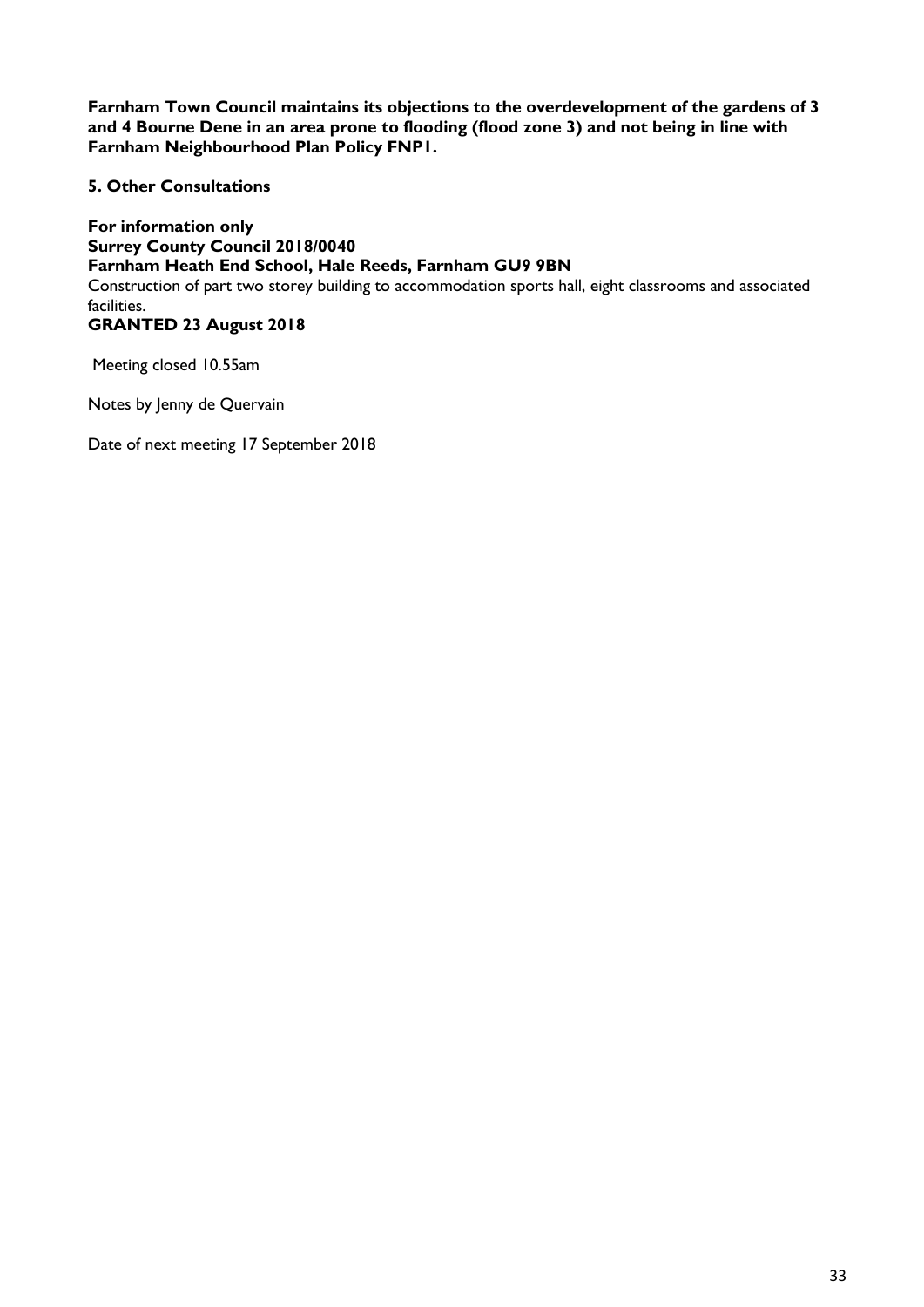**Farnham Town Council maintains its objections to the overdevelopment of the gardens of 3 and 4 Bourne Dene in an area prone to flooding (flood zone 3) and not being in line with Farnham Neighbourhood Plan Policy FNP1.**

**5. Other Consultations**

**<u>For information only</u>**
**Surrey County Council 2018/0040**
**Farnham Heath End School, Hale Reeds, Farnham GU9 9BN**
Construction of part two storey building to accommodation sports hall, eight classrooms and associated facilities.
**GRANTED 23 August 2018**

Meeting closed 10.55am

Notes by Jenny de Quervain

Date of next meeting 17 September 2018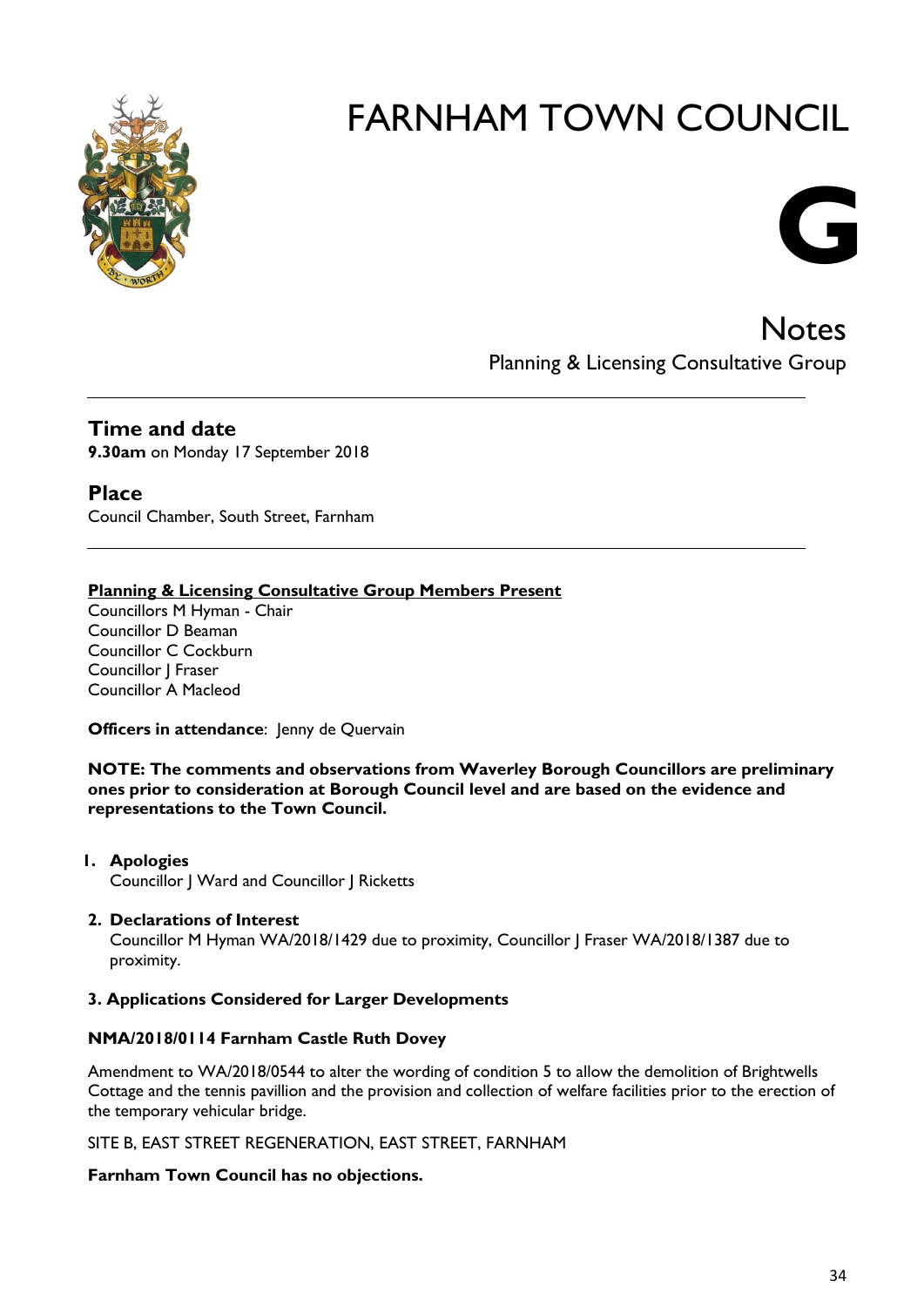# FARNHAM TOWN COUNCIL

**G**

## Notes

Planning & Licensing Consultative Group

---

## Time and date

**9.30am** on Monday 17 September 2018

## Place

Council Chamber, South Street, Farnham

---

**Planning & Licensing Consultative Group Members Present**

Councillors M Hyman - Chair
Councillor D Beaman
Councillor C Cockburn
Councillor J Fraser
Councillor A Macleod

**Officers in attendance**: Jenny de Quervain

**NOTE: The comments and observations from Waverley Borough Councillors are preliminary ones prior to consideration at Borough Council level and are based on the evidence and representations to the Town Council.**

1. **Apologies**
   Councillor J Ward and Councillor J Ricketts

2. **Declarations of Interest**
   Councillor M Hyman WA/2018/1429 due to proximity, Councillor J Fraser WA/2018/1387 due to proximity.

**3. Applications Considered for Larger Developments**

**NMA/2018/0114 Farnham Castle Ruth Dovey**

Amendment to WA/2018/0544 to alter the wording of condition 5 to allow the demolition of Brightwells Cottage and the tennis pavillion and the provision and collection of welfare facilities prior to the erection of the temporary vehicular bridge.

SITE B, EAST STREET REGENERATION, EAST STREET, FARNHAM

**Farnham Town Council has no objections.**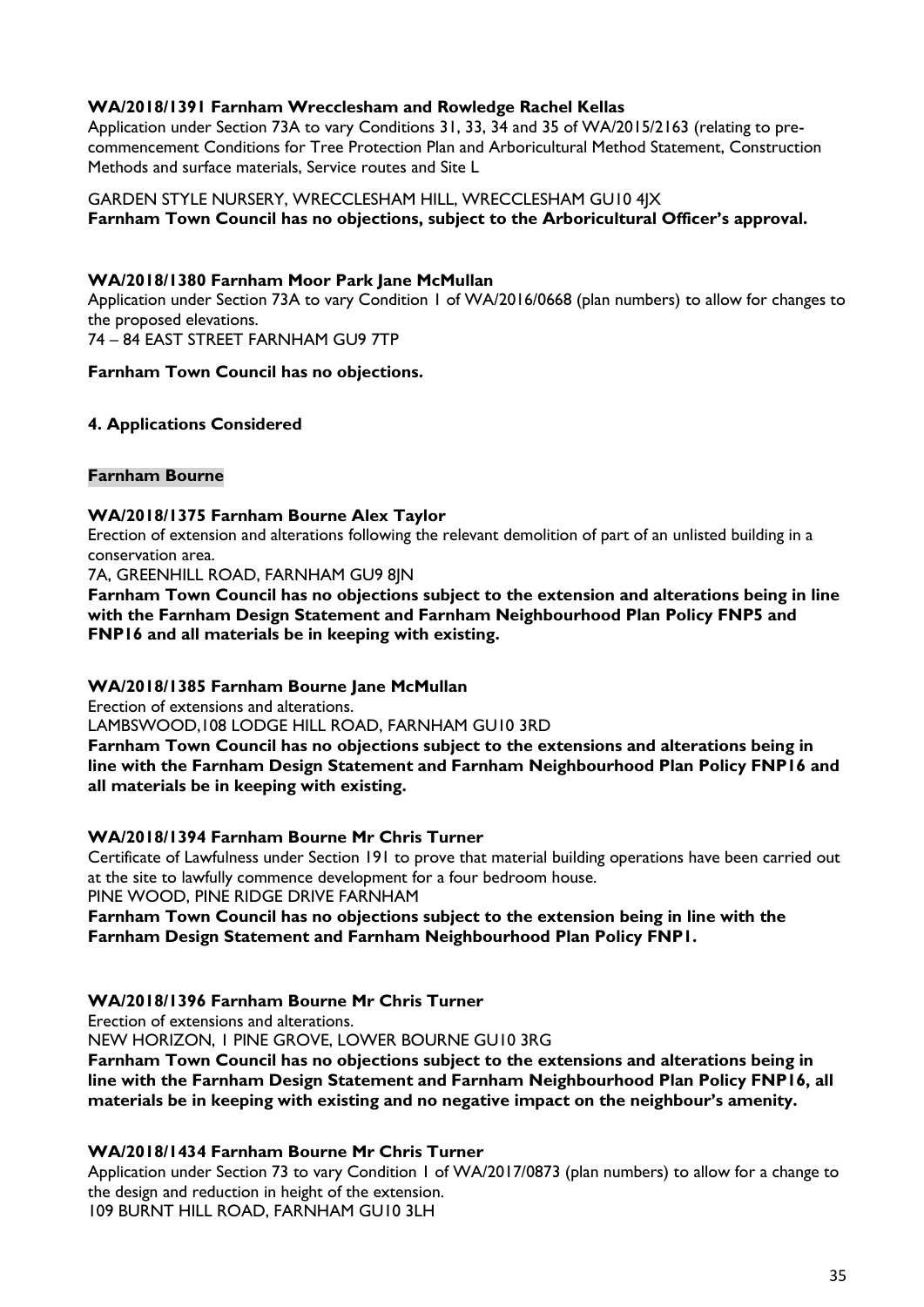**WA/2018/1391 Farnham Wrecclesham and Rowledge Rachel Kellas**
Application under Section 73A to vary Conditions 31, 33, 34 and 35 of WA/2015/2163 (relating to pre-commencement Conditions for Tree Protection Plan and Arboricultural Method Statement, Construction Methods and surface materials, Service routes and Site L

GARDEN STYLE NURSERY, WRECCLESHAM HILL, WRECCLESHAM GU10 4JX
**Farnham Town Council has no objections, subject to the Arboricultural Officer's approval.**

**WA/2018/1380 Farnham Moor Park Jane McMullan**
Application under Section 73A to vary Condition 1 of WA/2016/0668 (plan numbers) to allow for changes to the proposed elevations.
74 – 84 EAST STREET FARNHAM GU9 7TP

**Farnham Town Council has no objections.**

**4. Applications Considered**

**Farnham Bourne**

**WA/2018/1375 Farnham Bourne Alex Taylor**
Erection of extension and alterations following the relevant demolition of part of an unlisted building in a conservation area.
7A, GREENHILL ROAD, FARNHAM GU9 8JN
**Farnham Town Council has no objections subject to the extension and alterations being in line with the Farnham Design Statement and Farnham Neighbourhood Plan Policy FNP5 and FNP16 and all materials be in keeping with existing.**

**WA/2018/1385 Farnham Bourne Jane McMullan**
Erection of extensions and alterations.
LAMBSWOOD,108 LODGE HILL ROAD, FARNHAM GU10 3RD
**Farnham Town Council has no objections subject to the extensions and alterations being in line with the Farnham Design Statement and Farnham Neighbourhood Plan Policy FNP16 and all materials be in keeping with existing.**

**WA/2018/1394 Farnham Bourne Mr Chris Turner**
Certificate of Lawfulness under Section 191 to prove that material building operations have been carried out at the site to lawfully commence development for a four bedroom house.
PINE WOOD, PINE RIDGE DRIVE FARNHAM
**Farnham Town Council has no objections subject to the extension being in line with the Farnham Design Statement and Farnham Neighbourhood Plan Policy FNP1.**

**WA/2018/1396 Farnham Bourne Mr Chris Turner**
Erection of extensions and alterations.
NEW HORIZON, 1 PINE GROVE, LOWER BOURNE GU10 3RG
**Farnham Town Council has no objections subject to the extensions and alterations being in line with the Farnham Design Statement and Farnham Neighbourhood Plan Policy FNP16, all materials be in keeping with existing and no negative impact on the neighbour's amenity.**

**WA/2018/1434 Farnham Bourne Mr Chris Turner**
Application under Section 73 to vary Condition 1 of WA/2017/0873 (plan numbers) to allow for a change to the design and reduction in height of the extension.
109 BURNT HILL ROAD, FARNHAM GU10 3LH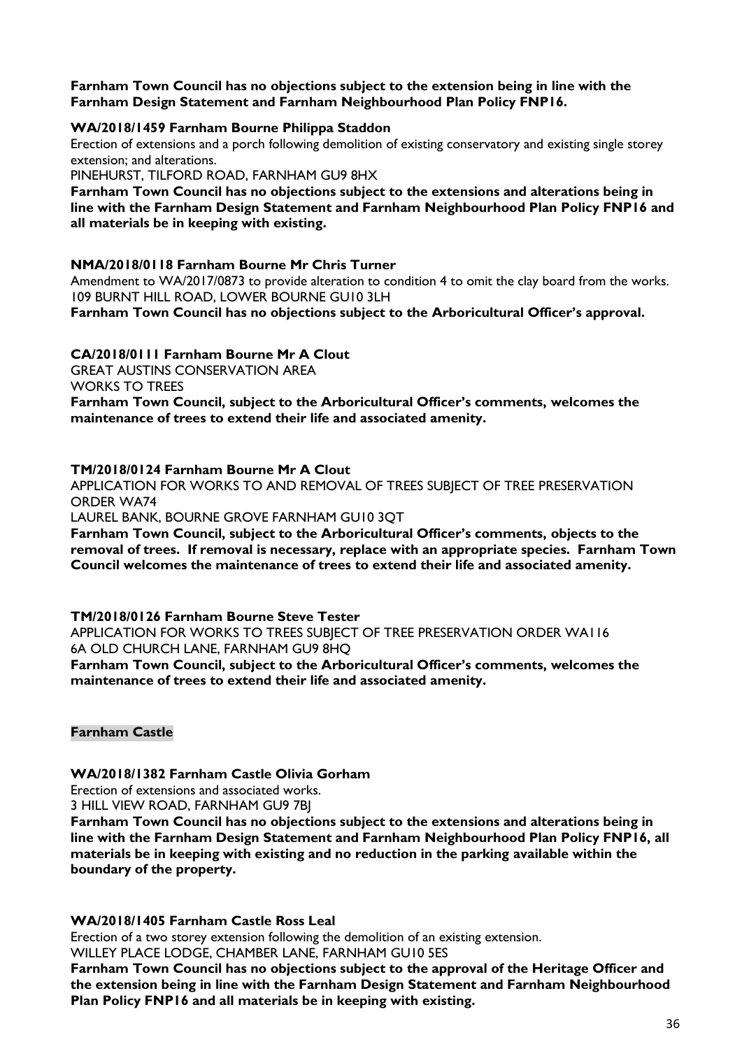**Farnham Town Council has no objections subject to the extension being in line with the Farnham Design Statement and Farnham Neighbourhood Plan Policy FNP16.**

**WA/2018/1459 Farnham Bourne Philippa Staddon**

Erection of extensions and a porch following demolition of existing conservatory and existing single storey extension; and alterations.

PINEHURST, TILFORD ROAD, FARNHAM GU9 8HX

**Farnham Town Council has no objections subject to the extensions and alterations being in line with the Farnham Design Statement and Farnham Neighbourhood Plan Policy FNP16 and all materials be in keeping with existing.**

**NMA/2018/0118 Farnham Bourne Mr Chris Turner**

Amendment to WA/2017/0873 to provide alteration to condition 4 to omit the clay board from the works.

109 BURNT HILL ROAD, LOWER BOURNE GU10 3LH

**Farnham Town Council has no objections subject to the Arboricultural Officer's approval.**

**CA/2018/0111 Farnham Bourne Mr A Clout**

GREAT AUSTINS CONSERVATION AREA

WORKS TO TREES

**Farnham Town Council, subject to the Arboricultural Officer's comments, welcomes the maintenance of trees to extend their life and associated amenity.**

**TM/2018/0124 Farnham Bourne Mr A Clout**

APPLICATION FOR WORKS TO AND REMOVAL OF TREES SUBJECT OF TREE PRESERVATION ORDER WA74

LAUREL BANK, BOURNE GROVE FARNHAM GU10 3QT

**Farnham Town Council, subject to the Arboricultural Officer's comments, objects to the removal of trees. If removal is necessary, replace with an appropriate species. Farnham Town Council welcomes the maintenance of trees to extend their life and associated amenity.**

**TM/2018/0126 Farnham Bourne Steve Tester**

APPLICATION FOR WORKS TO TREES SUBJECT OF TREE PRESERVATION ORDER WA116

6A OLD CHURCH LANE, FARNHAM GU9 8HQ

**Farnham Town Council, subject to the Arboricultural Officer's comments, welcomes the maintenance of trees to extend their life and associated amenity.**

**Farnham Castle**

**WA/2018/1382 Farnham Castle Olivia Gorham**

Erection of extensions and associated works.

3 HILL VIEW ROAD, FARNHAM GU9 7BJ

**Farnham Town Council has no objections subject to the extensions and alterations being in line with the Farnham Design Statement and Farnham Neighbourhood Plan Policy FNP16, all materials be in keeping with existing and no reduction in the parking available within the boundary of the property.**

**WA/2018/1405 Farnham Castle Ross Leal**

Erection of a two storey extension following the demolition of an existing extension.

WILLEY PLACE LODGE, CHAMBER LANE, FARNHAM GU10 5ES

**Farnham Town Council has no objections subject to the approval of the Heritage Officer and the extension being in line with the Farnham Design Statement and Farnham Neighbourhood Plan Policy FNP16 and all materials be in keeping with existing.**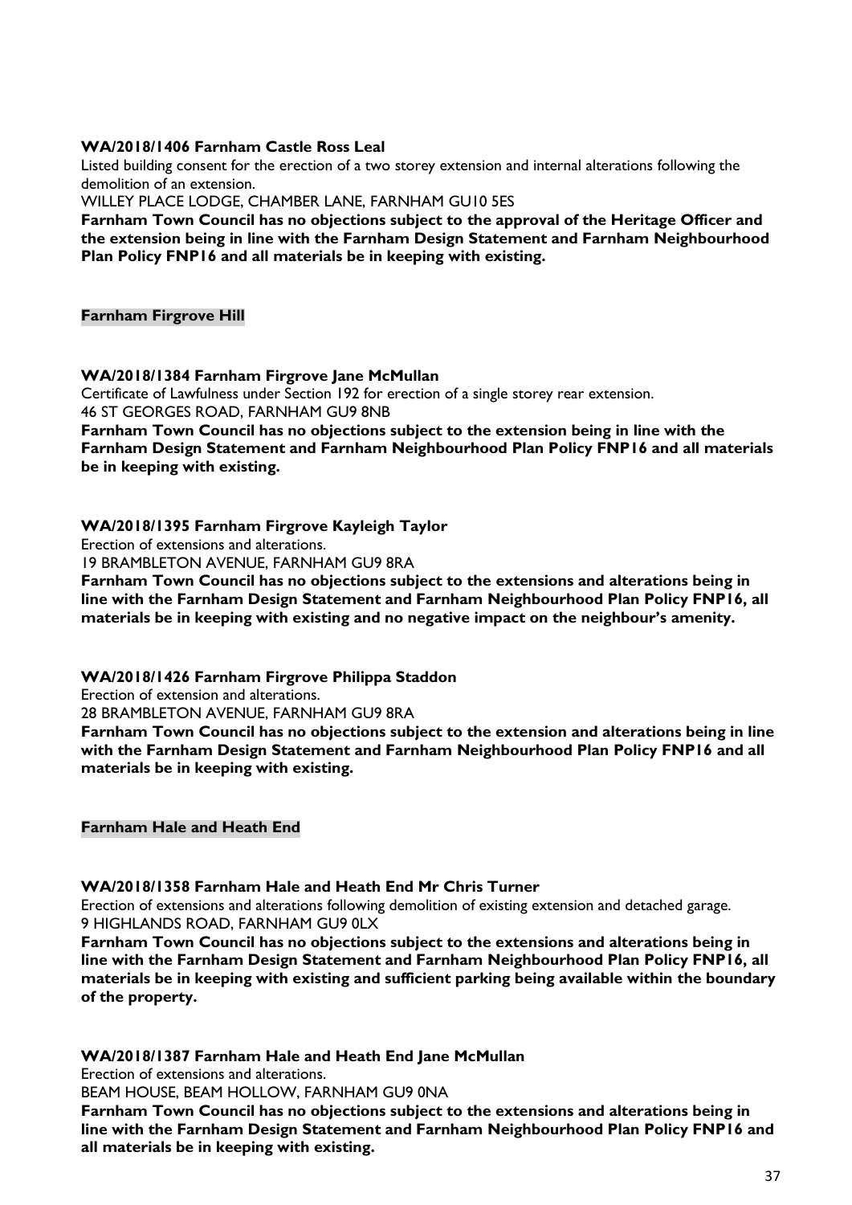**WA/2018/1406 Farnham Castle Ross Leal**

Listed building consent for the erection of a two storey extension and internal alterations following the demolition of an extension.

WILLEY PLACE LODGE, CHAMBER LANE, FARNHAM GU10 5ES

**Farnham Town Council has no objections subject to the approval of the Heritage Officer and the extension being in line with the Farnham Design Statement and Farnham Neighbourhood Plan Policy FNP16 and all materials be in keeping with existing.**

**Farnham Firgrove Hill**

**WA/2018/1384 Farnham Firgrove Jane McMullan**

Certificate of Lawfulness under Section 192 for erection of a single storey rear extension.

46 ST GEORGES ROAD, FARNHAM GU9 8NB

**Farnham Town Council has no objections subject to the extension being in line with the Farnham Design Statement and Farnham Neighbourhood Plan Policy FNP16 and all materials be in keeping with existing.**

**WA/2018/1395 Farnham Firgrove Kayleigh Taylor**

Erection of extensions and alterations.

19 BRAMBLETON AVENUE, FARNHAM GU9 8RA

**Farnham Town Council has no objections subject to the extensions and alterations being in line with the Farnham Design Statement and Farnham Neighbourhood Plan Policy FNP16, all materials be in keeping with existing and no negative impact on the neighbour's amenity.**

**WA/2018/1426 Farnham Firgrove Philippa Staddon**

Erection of extension and alterations.

28 BRAMBLETON AVENUE, FARNHAM GU9 8RA

**Farnham Town Council has no objections subject to the extension and alterations being in line with the Farnham Design Statement and Farnham Neighbourhood Plan Policy FNP16 and all materials be in keeping with existing.**

**Farnham Hale and Heath End**

**WA/2018/1358 Farnham Hale and Heath End Mr Chris Turner**

Erection of extensions and alterations following demolition of existing extension and detached garage.

9 HIGHLANDS ROAD, FARNHAM GU9 0LX

**Farnham Town Council has no objections subject to the extensions and alterations being in line with the Farnham Design Statement and Farnham Neighbourhood Plan Policy FNP16, all materials be in keeping with existing and sufficient parking being available within the boundary of the property.**

**WA/2018/1387 Farnham Hale and Heath End Jane McMullan**

Erection of extensions and alterations.

BEAM HOUSE, BEAM HOLLOW, FARNHAM GU9 0NA

**Farnham Town Council has no objections subject to the extensions and alterations being in line with the Farnham Design Statement and Farnham Neighbourhood Plan Policy FNP16 and all materials be in keeping with existing.**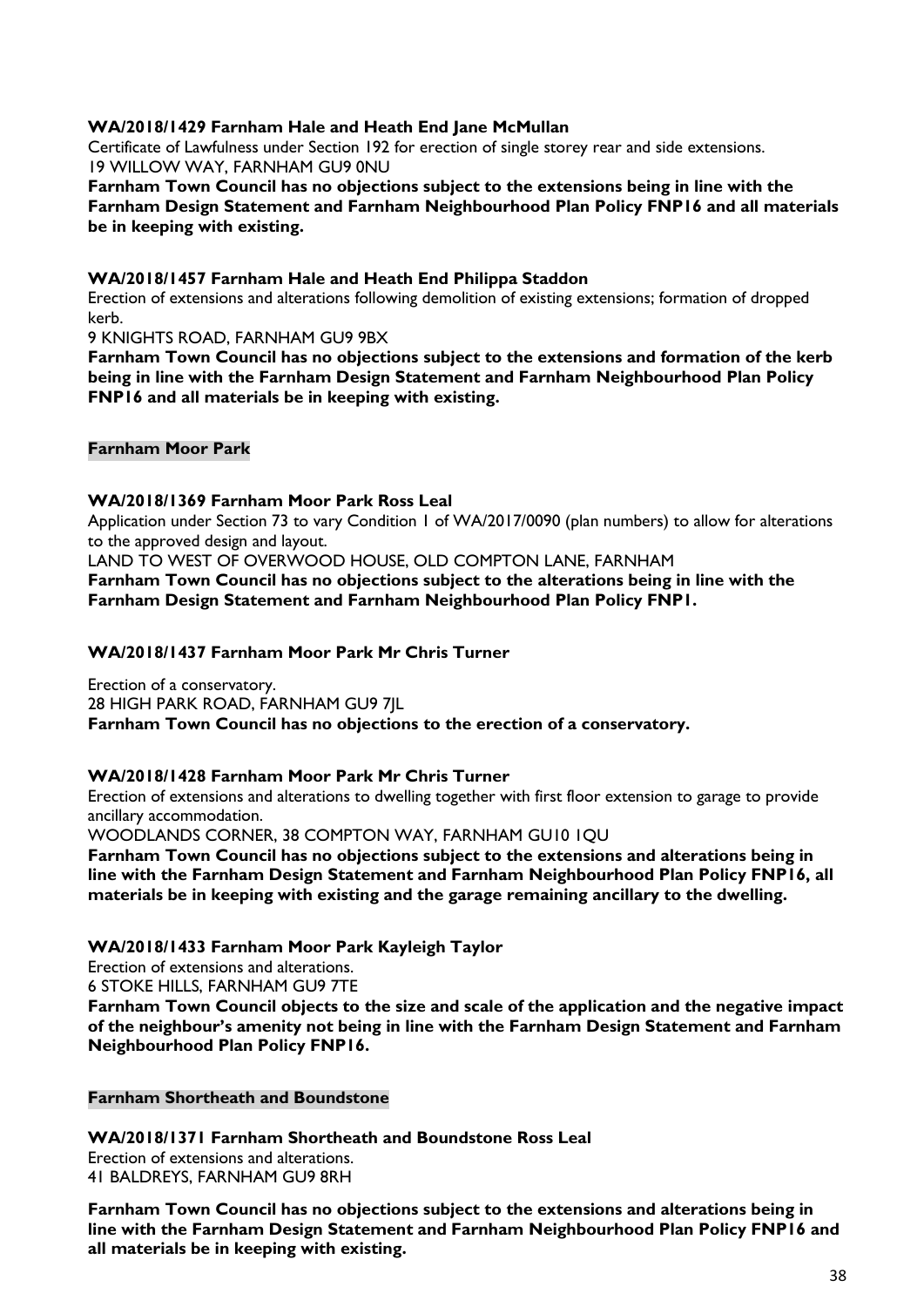**WA/2018/1429 Farnham Hale and Heath End Jane McMullan**

Certificate of Lawfulness under Section 192 for erection of single storey rear and side extensions.
19 WILLOW WAY, FARNHAM GU9 0NU

**Farnham Town Council has no objections subject to the extensions being in line with the Farnham Design Statement and Farnham Neighbourhood Plan Policy FNP16 and all materials be in keeping with existing.**

**WA/2018/1457 Farnham Hale and Heath End Philippa Staddon**

Erection of extensions and alterations following demolition of existing extensions; formation of dropped kerb.
9 KNIGHTS ROAD, FARNHAM GU9 9BX

**Farnham Town Council has no objections subject to the extensions and formation of the kerb being in line with the Farnham Design Statement and Farnham Neighbourhood Plan Policy FNP16 and all materials be in keeping with existing.**

**Farnham Moor Park**

**WA/2018/1369 Farnham Moor Park Ross Leal**

Application under Section 73 to vary Condition 1 of WA/2017/0090 (plan numbers) to allow for alterations to the approved design and layout.
LAND TO WEST OF OVERWOOD HOUSE, OLD COMPTON LANE, FARNHAM

**Farnham Town Council has no objections subject to the alterations being in line with the Farnham Design Statement and Farnham Neighbourhood Plan Policy FNP1.**

**WA/2018/1437 Farnham Moor Park Mr Chris Turner**

Erection of a conservatory.
28 HIGH PARK ROAD, FARNHAM GU9 7JL

**Farnham Town Council has no objections to the erection of a conservatory.**

**WA/2018/1428 Farnham Moor Park Mr Chris Turner**

Erection of extensions and alterations to dwelling together with first floor extension to garage to provide ancillary accommodation.
WOODLANDS CORNER, 38 COMPTON WAY, FARNHAM GU10 1QU

**Farnham Town Council has no objections subject to the extensions and alterations being in line with the Farnham Design Statement and Farnham Neighbourhood Plan Policy FNP16, all materials be in keeping with existing and the garage remaining ancillary to the dwelling.**

**WA/2018/1433 Farnham Moor Park Kayleigh Taylor**

Erection of extensions and alterations.
6 STOKE HILLS, FARNHAM GU9 7TE

**Farnham Town Council objects to the size and scale of the application and the negative impact of the neighbour's amenity not being in line with the Farnham Design Statement and Farnham Neighbourhood Plan Policy FNP16.**

**Farnham Shortheath and Boundstone**

**WA/2018/1371 Farnham Shortheath and Boundstone Ross Leal**

Erection of extensions and alterations.
41 BALDREYS, FARNHAM GU9 8RH

**Farnham Town Council has no objections subject to the extensions and alterations being in line with the Farnham Design Statement and Farnham Neighbourhood Plan Policy FNP16 and all materials be in keeping with existing.**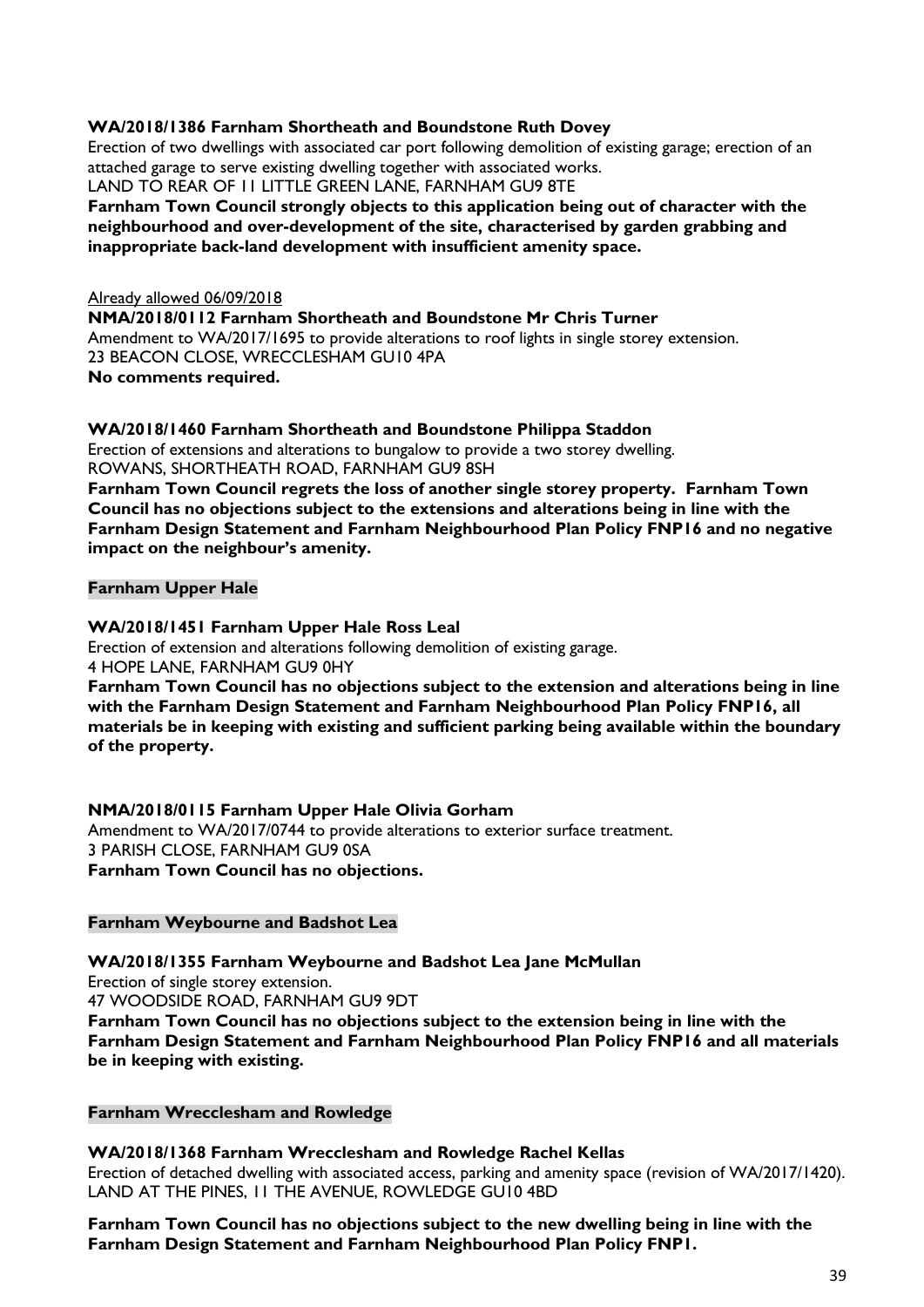**WA/2018/1386 Farnham Shortheath and Boundstone Ruth Dovey**
Erection of two dwellings with associated car port following demolition of existing garage; erection of an attached garage to serve existing dwelling together with associated works.
LAND TO REAR OF 11 LITTLE GREEN LANE, FARNHAM GU9 8TE
**Farnham Town Council strongly objects to this application being out of character with the neighbourhood and over-development of the site, characterised by garden grabbing and inappropriate back-land development with insufficient amenity space.**

Already allowed 06/09/2018
**NMA/2018/0112 Farnham Shortheath and Boundstone Mr Chris Turner**
Amendment to WA/2017/1695 to provide alterations to roof lights in single storey extension.
23 BEACON CLOSE, WRECCLESHAM GU10 4PA
**No comments required.**

**WA/2018/1460 Farnham Shortheath and Boundstone Philippa Staddon**
Erection of extensions and alterations to bungalow to provide a two storey dwelling.
ROWANS, SHORTHEATH ROAD, FARNHAM GU9 8SH
**Farnham Town Council regrets the loss of another single storey property. Farnham Town Council has no objections subject to the extensions and alterations being in line with the Farnham Design Statement and Farnham Neighbourhood Plan Policy FNP16 and no negative impact on the neighbour's amenity.**

**Farnham Upper Hale**

**WA/2018/1451 Farnham Upper Hale Ross Leal**
Erection of extension and alterations following demolition of existing garage.
4 HOPE LANE, FARNHAM GU9 0HY
**Farnham Town Council has no objections subject to the extension and alterations being in line with the Farnham Design Statement and Farnham Neighbourhood Plan Policy FNP16, all materials be in keeping with existing and sufficient parking being available within the boundary of the property.**

**NMA/2018/0115 Farnham Upper Hale Olivia Gorham**
Amendment to WA/2017/0744 to provide alterations to exterior surface treatment.
3 PARISH CLOSE, FARNHAM GU9 0SA
**Farnham Town Council has no objections.**

**Farnham Weybourne and Badshot Lea**

**WA/2018/1355 Farnham Weybourne and Badshot Lea Jane McMullan**
Erection of single storey extension.
47 WOODSIDE ROAD, FARNHAM GU9 9DT
**Farnham Town Council has no objections subject to the extension being in line with the Farnham Design Statement and Farnham Neighbourhood Plan Policy FNP16 and all materials be in keeping with existing.**

**Farnham Wrecclesham and Rowledge**

**WA/2018/1368 Farnham Wrecclesham and Rowledge Rachel Kellas**
Erection of detached dwelling with associated access, parking and amenity space (revision of WA/2017/1420).
LAND AT THE PINES, 11 THE AVENUE, ROWLEDGE GU10 4BD

**Farnham Town Council has no objections subject to the new dwelling being in line with the Farnham Design Statement and Farnham Neighbourhood Plan Policy FNP1.**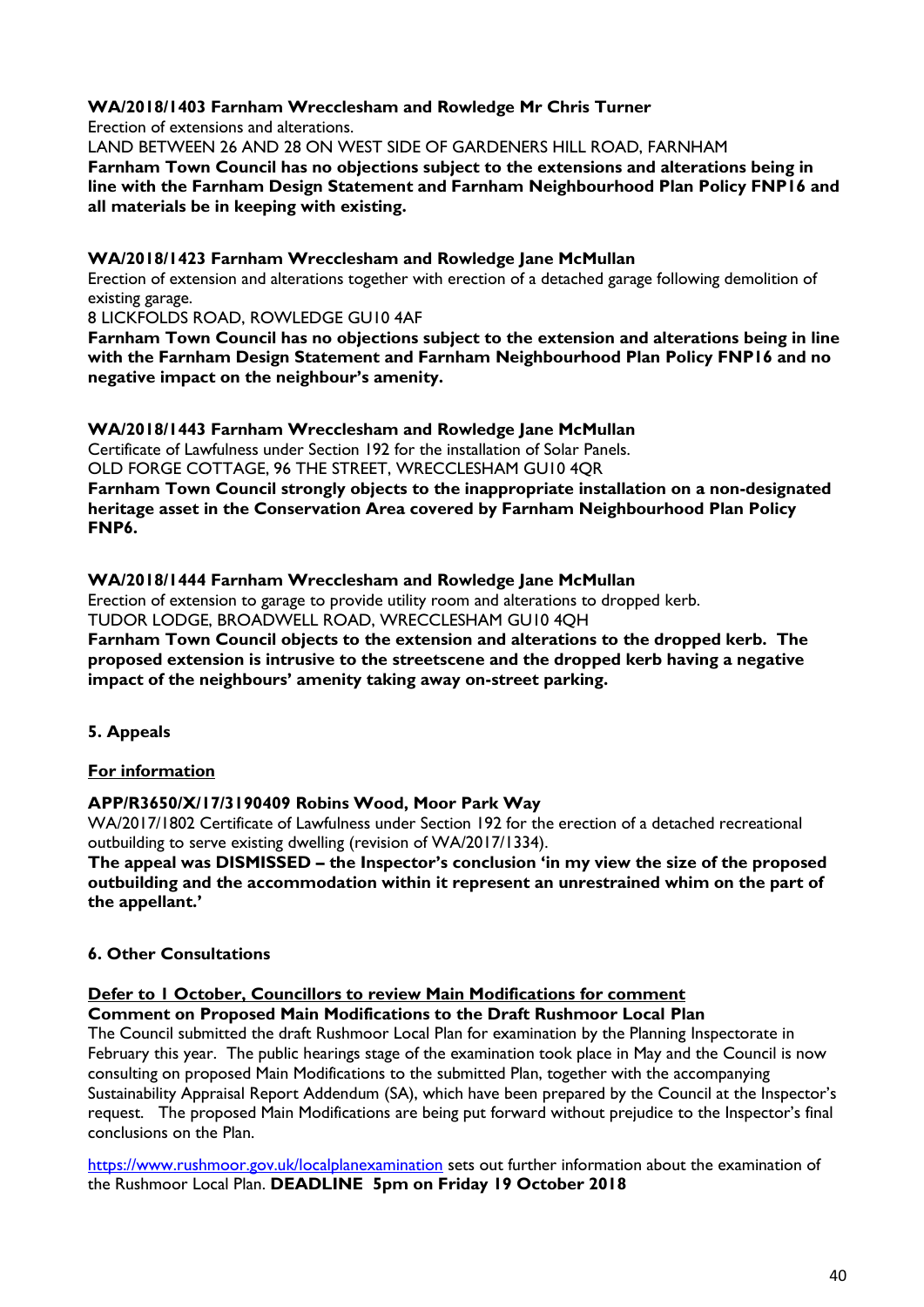**WA/2018/1403 Farnham Wrecclesham and Rowledge Mr Chris Turner**

Erection of extensions and alterations.

LAND BETWEEN 26 AND 28 ON WEST SIDE OF GARDENERS HILL ROAD, FARNHAM

**Farnham Town Council has no objections subject to the extensions and alterations being in line with the Farnham Design Statement and Farnham Neighbourhood Plan Policy FNP16 and all materials be in keeping with existing.**

**WA/2018/1423 Farnham Wrecclesham and Rowledge Jane McMullan**

Erection of extension and alterations together with erection of a detached garage following demolition of existing garage.

8 LICKFOLDS ROAD, ROWLEDGE GU10 4AF

**Farnham Town Council has no objections subject to the extension and alterations being in line with the Farnham Design Statement and Farnham Neighbourhood Plan Policy FNP16 and no negative impact on the neighbour's amenity.**

**WA/2018/1443 Farnham Wrecclesham and Rowledge Jane McMullan**

Certificate of Lawfulness under Section 192 for the installation of Solar Panels.

OLD FORGE COTTAGE, 96 THE STREET, WRECCLESHAM GU10 4QR

**Farnham Town Council strongly objects to the inappropriate installation on a non-designated heritage asset in the Conservation Area covered by Farnham Neighbourhood Plan Policy FNP6.**

**WA/2018/1444 Farnham Wrecclesham and Rowledge Jane McMullan**

Erection of extension to garage to provide utility room and alterations to dropped kerb.

TUDOR LODGE, BROADWELL ROAD, WRECCLESHAM GU10 4QH

**Farnham Town Council objects to the extension and alterations to the dropped kerb. The proposed extension is intrusive to the streetscene and the dropped kerb having a negative impact of the neighbours' amenity taking away on-street parking.**

## 5. Appeals

**For information**

**APP/R3650/X/17/3190409 Robins Wood, Moor Park Way**

WA/2017/1802 Certificate of Lawfulness under Section 192 for the erection of a detached recreational outbuilding to serve existing dwelling (revision of WA/2017/1334).

**The appeal was DISMISSED – the Inspector's conclusion 'in my view the size of the proposed outbuilding and the accommodation within it represent an unrestrained whim on the part of the appellant.'**

## 6. Other Consultations

**Defer to 1 October, Councillors to review Main Modifications for comment**

**Comment on Proposed Main Modifications to the Draft Rushmoor Local Plan**

The Council submitted the draft Rushmoor Local Plan for examination by the Planning Inspectorate in February this year. The public hearings stage of the examination took place in May and the Council is now consulting on proposed Main Modifications to the submitted Plan, together with the accompanying Sustainability Appraisal Report Addendum (SA), which have been prepared by the Council at the Inspector's request. The proposed Main Modifications are being put forward without prejudice to the Inspector's final conclusions on the Plan.

https://www.rushmoor.gov.uk/localplanexamination sets out further information about the examination of the Rushmoor Local Plan. **DEADLINE 5pm on Friday 19 October 2018**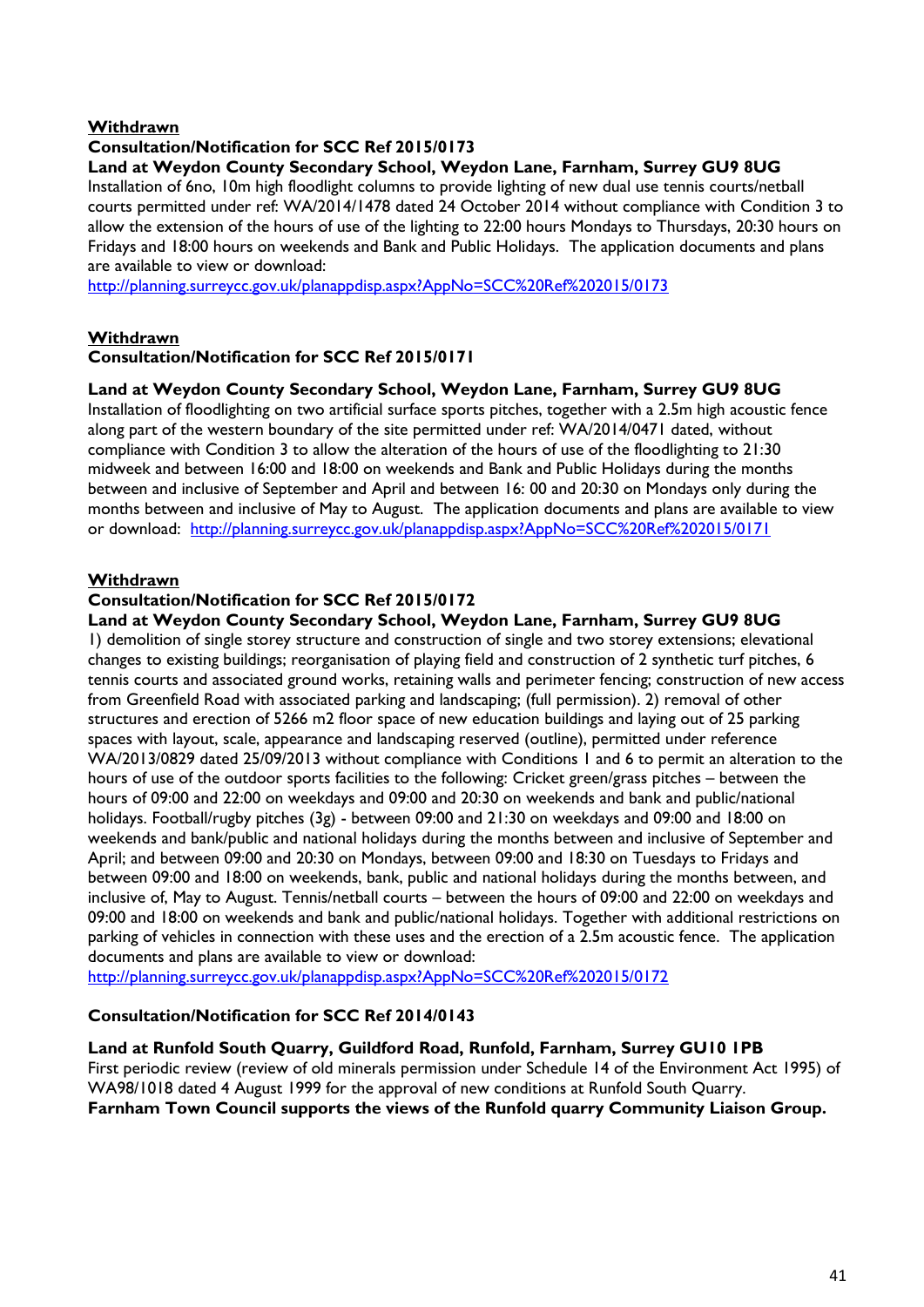**Withdrawn**

**Consultation/Notification for SCC Ref 2015/0173**

**Land at Weydon County Secondary School, Weydon Lane, Farnham, Surrey GU9 8UG**

Installation of 6no, 10m high floodlight columns to provide lighting of new dual use tennis courts/netball courts permitted under ref: WA/2014/1478 dated 24 October 2014 without compliance with Condition 3 to allow the extension of the hours of use of the lighting to 22:00 hours Mondays to Thursdays, 20:30 hours on Fridays and 18:00 hours on weekends and Bank and Public Holidays. The application documents and plans are available to view or download:
http://planning.surreycc.gov.uk/planappdisp.aspx?AppNo=SCC%20Ref%202015/0173

**Withdrawn**

**Consultation/Notification for SCC Ref 2015/0171**

**Land at Weydon County Secondary School, Weydon Lane, Farnham, Surrey GU9 8UG**

Installation of floodlighting on two artificial surface sports pitches, together with a 2.5m high acoustic fence along part of the western boundary of the site permitted under ref: WA/2014/0471 dated, without compliance with Condition 3 to allow the alteration of the hours of use of the floodlighting to 21:30 midweek and between 16:00 and 18:00 on weekends and Bank and Public Holidays during the months between and inclusive of September and April and between 16: 00 and 20:30 on Mondays only during the months between and inclusive of May to August. The application documents and plans are available to view or download: http://planning.surreycc.gov.uk/planappdisp.aspx?AppNo=SCC%20Ref%202015/0171

**Withdrawn**

**Consultation/Notification for SCC Ref 2015/0172**

**Land at Weydon County Secondary School, Weydon Lane, Farnham, Surrey GU9 8UG**

1) demolition of single storey structure and construction of single and two storey extensions; elevational changes to existing buildings; reorganisation of playing field and construction of 2 synthetic turf pitches, 6 tennis courts and associated ground works, retaining walls and perimeter fencing; construction of new access from Greenfield Road with associated parking and landscaping; (full permission). 2) removal of other structures and erection of 5266 m2 floor space of new education buildings and laying out of 25 parking spaces with layout, scale, appearance and landscaping reserved (outline), permitted under reference WA/2013/0829 dated 25/09/2013 without compliance with Conditions 1 and 6 to permit an alteration to the hours of use of the outdoor sports facilities to the following: Cricket green/grass pitches – between the hours of 09:00 and 22:00 on weekdays and 09:00 and 20:30 on weekends and bank and public/national holidays. Football/rugby pitches (3g) - between 09:00 and 21:30 on weekdays and 09:00 and 18:00 on weekends and bank/public and national holidays during the months between and inclusive of September and April; and between 09:00 and 20:30 on Mondays, between 09:00 and 18:30 on Tuesdays to Fridays and between 09:00 and 18:00 on weekends, bank, public and national holidays during the months between, and inclusive of, May to August. Tennis/netball courts – between the hours of 09:00 and 22:00 on weekdays and 09:00 and 18:00 on weekends and bank and public/national holidays. Together with additional restrictions on parking of vehicles in connection with these uses and the erection of a 2.5m acoustic fence. The application documents and plans are available to view or download:
http://planning.surreycc.gov.uk/planappdisp.aspx?AppNo=SCC%20Ref%202015/0172

**Consultation/Notification for SCC Ref 2014/0143**

**Land at Runfold South Quarry, Guildford Road, Runfold, Farnham, Surrey GU10 1PB**

First periodic review (review of old minerals permission under Schedule 14 of the Environment Act 1995) of WA98/1018 dated 4 August 1999 for the approval of new conditions at Runfold South Quarry.

**Farnham Town Council supports the views of the Runfold quarry Community Liaison Group.**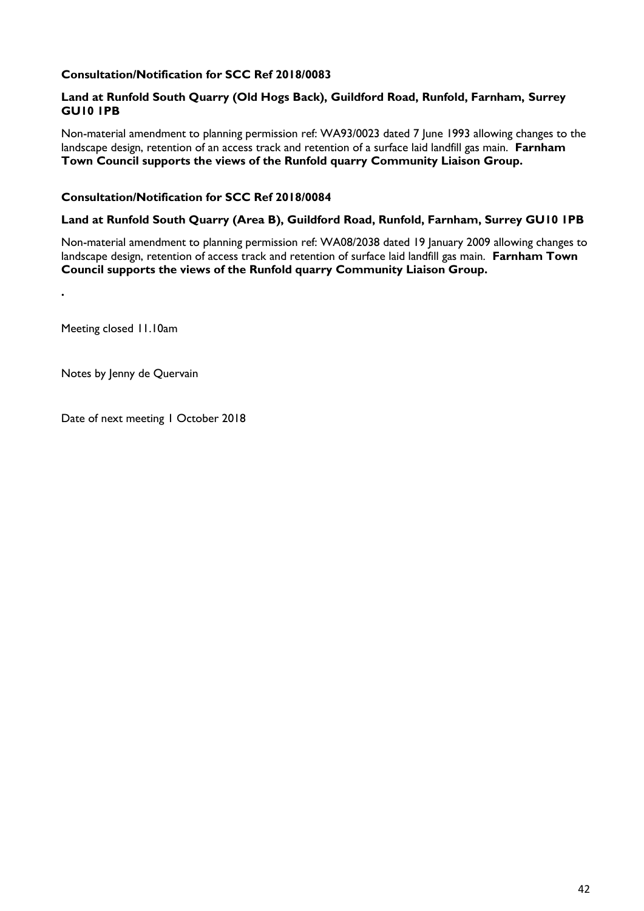**Consultation/Notification for SCC Ref 2018/0083**

**Land at Runfold South Quarry (Old Hogs Back), Guildford Road, Runfold, Farnham, Surrey GU10 1PB**

Non-material amendment to planning permission ref: WA93/0023 dated 7 June 1993 allowing changes to the landscape design, retention of an access track and retention of a surface laid landfill gas main. **Farnham Town Council supports the views of the Runfold quarry Community Liaison Group.**

**Consultation/Notification for SCC Ref 2018/0084**

**Land at Runfold South Quarry (Area B), Guildford Road, Runfold, Farnham, Surrey GU10 1PB**

Non-material amendment to planning permission ref: WA08/2038 dated 19 January 2009 allowing changes to landscape design, retention of access track and retention of surface laid landfill gas main. **Farnham Town Council supports the views of the Runfold quarry Community Liaison Group.**

.

Meeting closed 11.10am

Notes by Jenny de Quervain

Date of next meeting 1 October 2018